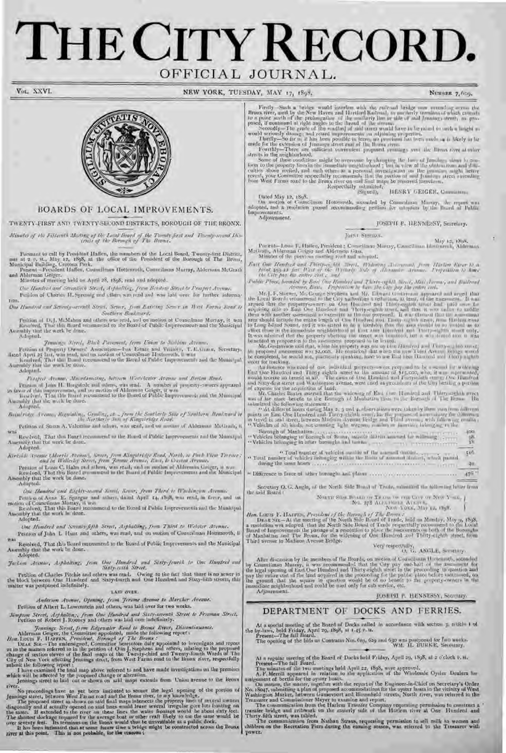# THE CITY RECORD.

## OFFICIAL JOURNAL.

VOL. XXVI. NEW YORK, TUESDAY, MAY 17, 1898. NUMBER 7,609.

## BOARDS OF LOCAL IMPROVEMENTS.

### TWENTY-FIRST AND TWENTY-SECOND DISTRICTS, BOROUGH OF THE BRONX.

*Minutes of the Fifteenth Meeting of the Local Board of the Twenty-first and Twenty-second Districts of the Borough of The Bronx.*

Pursuant to call by President Haffen, the members of the Local Board, Twenty-first District, met at 2 P. M., May 12, 1898, at the office of the President of the Borough of The Bronx, Municipal Building, Crotona Park.

Present—President Haffen, Councilman Hottenroth, Councilman Murray, Alderman McGrath and Alderman Geiger.

Minutes of meeting held on April 28, 1898, read and adopted.

*One Hundred and Seventieth Street, Asphalting, from Bristow Street to Prospect Avenue.*

Petition of Charles H. Spressig and others was read and was laid over for further information.

*One Hundred and Seventy-seventh Street, Sewer, from Existing Sewer in West Farms Road to Southern Boulevard.*

Petition of D. J. McMahon and others was read, and on motion of Councilman Murray, it was

Resolved, That this Board recommend to the Board of Public Improvements and the Municipal Assembly that the work be done.

Adopted.

*Jennings Street, Block Pavement, from Union to Stebbins Avenue.*

Petition of Property Owners' Association—Fox Estate and Vicinity, T. E. Grace, Secretary, dated April 25 last, was read, and on motion of Councilman Hottenroth, it was

Resolved, That this Board recommend to the Board of Public Improvements and the Municipal Assembly that the work be done.

Adopted.

*Prospect Avenue, Macadamizing, between Westchester Avenue and Boston Road.*

Petition of John H. Borgstede and others, was read. A number of property-owners appeared in favor of this improvement, and on motion of Alderman Geiger, it was

Resolved, That this Board recommend to the Board of Public Improvements and the Municipal Assembly that the work be done.

Adopted.

*Kingsbridge Avenue, Regulating, Grading, etc., from the Southerly Side of Southern Boulevard to the Northerly Side of Kingsbridge Road.*

Petition of Susan A. Valentine and others, was read, and on motion of Alderman McGrath, it was

Resolved, That this Board recommend to the Board of Public Improvements and the Municipal Assembly that the work be done.

Adopted.

*Kirkside Avenue (Morris Avenue), Sewer, from Kingsbridge Road, North, to Park View Terrace; and in Wellesley Street, from Jerome Avenue, East, to Creston Avenue.*

Petition of Louis C. Hahn and others, was read, and on motion of Alderman Geiger, it was

Resolved, That this Board recommend to the Board of Public Improvements and the Municipal Assembly that the work be done.

Adopted.

*One Hundred and Eighty-second Street, Sewer, from Third to Washington Avenue.*

Petition of Anna E. Spargur and others, dated April 14, 1898, was read, in favor, and on motion of Councilman Murray, it was

Resolved, That this Board recommend to the Board of Public Improvements and the Municipal Assembly that the work be done.

Adopted.

*One Hundred and Seventy-fifth Street, Asphalting, from Third to Webster Avenue.*

Petition of John L. Hunt and others, was read, and on motion of Councilman Hottenroth, it was

Resolved, That this Board recommend to the Board of Public Improvements and the Municipal Assembly that the work be done.

Adopted.

*Jackson Avenue, Asphalting, from One Hundred and Sixty-fourth to One Hundred and Sixty-sixth Street.*

Petition of Charles Pitchie and others was read. Owing to the fact that there is no sewer in the block between One Hundred and Sixty-fourth and One Hundred and Sixty-fifth streets, this matter was postponed indefinitely.

LAID OVER.

*Anderson Avenue, Opening, from Jerome Avenue to Marcher Avenue.*

Petition of Albert L. Lowenstein and others, was laid over for two weeks.

*Simpson Street, Asphalting, from One Hundred and Sixty-seventh Street to Freeman Street.*

Petition of Robert J. Rooney and others was laid over indefinitely.

*Jennings Street, from Edgewater Road to Bronx River, Discontinuance.*

Alderman Geiger, the Committee appointed, made the following report:

*Hon. LOUIS F. HAFFEN, President, Borough of The Bronx:*

DEAR SIR—The undersigned, Committee heretofore duly appointed to investigate and report as to the matters referred to in the petition of Olin J. Stephens and others, relating to the proposed change of section eleven of the final maps of the Twenty-third and Twenty-fourth Wards of The City of New York affecting Jennings street, from West Farms road to the Bronx river, respectfully submit the following report:

I have examined the final map above referred to and have made investigations on the premises which will be affected by the proposed change or alteration.

Jennings street as laid out or shown on said maps extends from Union avenue to the Bronx river.

No proceedings have as yet been instituted to secure the legal opening of the portion of Jennings street, between West Farms road and the Bronx river, to my knowledge.

The proposed street as shown on said final maps intersects the property lines of several owners diagonally and if actually opened on said lines would leave several irregular gore lots fronting on the same. If extended to the river on these lines the water frontage would be about sixty feet. The shortest dockage required for the average boat or other craft likely to use the same would be over seventy feet. Its terminus on the Bronx would thus be unavailable as a public dock.

It has been intimated that at some future time a bridge might be constructed across the Bronx river at this point. This is not probable, for the reasons:

Firstly—Such a bridge would interfere with the railroad bridge now extending across the Bronx river, used by the New Haven and Hartford Railroad, its northerly terminus of which extends to a point north of the prolongation of the southerly line or side of said Jennings street, as proposed, if continued at right angles to the thread of the stream.

Secondly—The grade of the roadbed of said street would have to be raised to such a height as would seriously damage and retard improvements on adjoining properties.

Thirdly—So far as it has been possible to learn, no provision has been made or is likely to be made for the extension of Jennings street east of the Bronx river.

Fourthly—There are sufficient convenient proposed crossings over the Bronx river at other streets in the neighborhood.

Some of these conditions might be overcome by changing the lines of Jennings street to conform to the property lines in the immediate neighborhood; but in view of the obstructions and difficulties above recited, and such others as a personal investigation on the premises might better reveal, your Committee respectfully recommends that the portion of said Jennings street extending from West Farms road to the Bronx river on said final maps be removed therefrom.

Respectfully submitted,

(Signed), HENRY GEIGER, Committee.

Dated May 12, 1898.

On motion of Councilman Hottenroth, seconded by Councilman Murray, the report was adopted, and a resolution passed recommending petition for adoption by the Board of Public Improvements.

Adjournment.

JOSEPH P. HENNESSY, Secretary.

JOINT SESSION.

May 12, 1898.

Present—Louis F. Haffen, President; Councilman Murray, Councilman Hottenroth, Alderman McGrath, Alderman Geiger and Alderman Gass.

Minutes of the previous meeting read and adopted.

*East One Hundred and Thirty-eighth Street, Widening Assessment, from Harlem River to a Point 393.22 feet West of the Westerly Side of Alexander Avenue. Proposition to have the City pay the entire cost; and*

*Public Place, bounded by East One Hundred and Thirty-eighth Street, Mott Avenue, and Railroad Avenue, East. Proposition to have the City pay the entire cost.*

Mr. J. F. Steves, Mr. George Stephens and Mr. Edward Gustavesen appeared and urged that the Local Board recommend to the City authorities a reduction, at least, of the assessment. It was argued that the property-owners on One Hundred and Thirty-eighth street had paid once for acquiring title to East One Hundred and Thirty-eighth street, and that it was unfair to saddle them with another assessment as excessive as the one proposed. It was claimed that the assessment area should include the entire length of One Hundred and Thirty-eighth street, from Harlem river to Long Island Sound, and it was stated to be a hardship that the area should be so limited as to affect those in the immediate neighborhood of East One Hundred and Thirty-eighth street only. It was admitted that the property abutting the street was benefited, but it was claimed that it was benefited in proportion to the assessment proposed to be levied.

Mr. Gustavesen said that, while his property was not on One Hundred and Thirty-eighth street, his proposed assessment was $2,000. He remarked that when the new Third Avenue bridge would be completed, he would not, practically speaking, have to use East One Hundred and Thirty-eighth street for trucking.

An instance was cited of one individual property-owner proposed to be assessed for widening East One Hundred and Thirty-eighth street to the amount of $15,000, who, it was represented, would receive no benefit at all. The cases of One Hundred and Forty-ninth street, One Hundred and Sixty-first street and Washington avenue, were cited as precedents of the City bearing a portion of expense for the acquisition of land.

Mr. Charles Baxter asserted that the widening of East One Hundred and Thirty-eighth street was of far more benefit to the Borough of Manhattan than to the Borough of The Bronx. He submitted the following statement:

"At different hours during May 2, 3 and 4, observations were taken by three men from different points on East One Hundred and Thirty-eighth street, for the purpose of ascertaining the difference in travel in said street, between Madison Avenue Bridge and Third avenue, with following results:

| | |
|---|---|
| "Vehicles of all kinds, not counting light wagons, coaches or funerals, belonging to the Borough of Manhattan | 400 |
| "Vehicles belonging in Borough of Bronx, outside district assessed for widening | 98 |
| "Vehicles belonging in other boroughs and towns | 18 |
| "Total number of vehicles outside of the assessed district | 516 |
| "Total number of vehicles belonging within the limits of assessed district, which passed during the same hours | 40 |
| "Difference in favor of other boroughs and places | 476" |

Secretary O. G. Angle, of the North Side Board of Trade, submitted the following letter from the said Board:

NORTH SIDE BOARD OF TRADE OF THE CITY OF NEW YORK,
NO. 278 ALEXANDER AVENUE,
NEW YORK, May 12, 1898.

*Hon. LOUIS F. HAFFEN, President of the Borough of The Bronx:*

DEAR SIR—At the meeting of the North Side Board of Trade, held on Monday, May 9, 1898, a resolution was adopted that the North Side Board of Trade respectfully recommend to the Local Board of Improvements the passage of a resolution to place the assessments on both of the Boroughs of Manhattan and The Bronx, for the widening of One Hundred and Thirty-eighth street, from Third avenue to Madison Avenue Bridge.

Very respectfully,

O. G. ANGLE, Secretary.

After discussion by the members of the Boards, on motion of Councilman Hottenroth, seconded by Councilman Murray, it was recommended that the City pay one-half of the assessment for the legal opening of East One Hundred and Thirty-eighth street in the proceeding in question and pay the entire cost of the land acquired in the proceeding for the public place before mentioned, on the ground that the square in question would be of no benefit to the property-owners in the immediate neighborhood and could be used only for cab service, etc.

Adjournment.

JOSEPH P. HENNESSY, Secretary.

## DEPARTMENT OF DOCKS AND FERRIES.

At a special meeting of the Board of Docks called in accordance with section 3, article 1 of the by-laws, held Friday, April 29, 1898, at 1.45 P. M.

Present—The full Board.

The opening of the bids on Contracts Nos. 619, 629 and 630 was postponed for two weeks.

WM. H. BURKE, Secretary.

At a regular meeting of the Board of Docks held Friday, April 29, 1898, at 2 o'clock P. M.

Present—The full Board.

The minutes of the two meetings held April 22, 1898, were approved.

A. F. Merrill appeared in relation to the application of the Wholesale Oyster Dealers for assignment of berths for the oyster boats.

On motion, the matter, together with the report of the Engineer-in-Chief on Secretary's Order No. 18047, submitting a plan of proposed accommodations for the oyster boats in the vicinity of West Washington Market, between Gansevoort and Bloomfield streets, North river, was referred to the Treasurer and Commissioner Meyer to examine and report.

The communication from the Harlem Transfer Company requesting permission to construct a transfer bridge and cribwork on the easterly side of the Harlem river at One Hundred and Thirty-fifth street, was tabled.

The communication from Nathan Straus, requesting permission to sell milk to women and children on the Recreation Piers during the ensuing season, was referred to the Treasurer with power.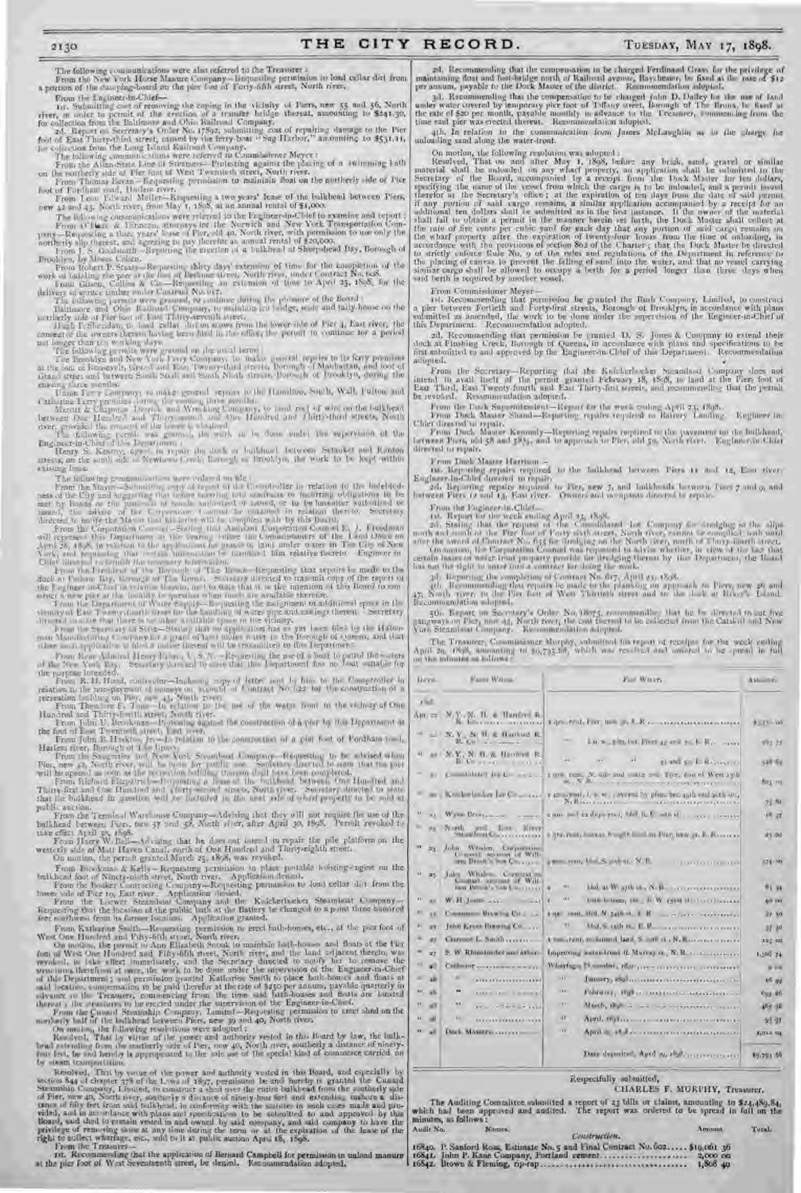The following communications were also referred to the Treasurer:

From the New York Horse Manure Company—Requesting permission to load cellar dirt from a portion of the dumping-board on the pier foot of Forty-fifth street, North river.

From the Engineer-in-Chief—

1st. Submitting cost of removing the coping in the vicinity of Piers, new 55 and 56, North river, in order to permit of the erection of a transfer bridge thereat, amounting to $241.30, for collection from the Baltimore and Ohio Railroad Company.

2d. Report on Secretary's Order No. 17892, submitting cost of repairing damage to the Pier foot of East Thirty-third street, caused by the ferry-boat "Sag Harbor," amounting to $531.11, for collection from the Long Island Railroad Company.

The following communications were referred to Commissioner Meyer:

From the Atlas Steam Line of Steamers—Protesting against the placing of a swimming bath on the northerly side of Pier foot of West Twentieth street, North river.

From Thomas Bevan—Requesting permission to maintain float on the northerly side of Pier foot of Fordham road, Harlem river.

From Leon Edward Moller—Requesting a two years' lease of the bulkhead between Piers, new 42 and 43, North river, from May 1, 1898, at an annual rental of $1,000.

The following communications were referred to the Engineer-in-Chief to examine and report:

From O'Hare & Thrasen, attorneys for the Norwich and New York Transportation Company—Requesting a three years' lease of Pier, old 40, North river, with permission to use only the northerly slip thereof, and agreeing to pay therefor an annual rental of $20,000.

From J. S. Goldsmith—Requesting the erection of a bulkhead at Sheepshead Bay, Borough of Brooklyn, by Moses Cohen.

From Robert P. Staats—Requesting thirty days' extension of time for the completion of the work of building the pier at the foot of Bethune street, North river, under Contract No. 588.

From Gilson, Collins & Co.—Requesting an extension of time to April 25, 1898, for the delivery of spruce timber under Contract No. 617.

The following permits were granted, to continue during the pleasure of the Board:

Baltimore and Ohio Railroad Company, to maintain ice bridge, scale and tally-house on the northerly side of Pier foot of Thirty-seventh street.

Hugh F. Sheridan, to load cellar dirt on scows from the lower side of Pier 4, East river, the consent of the owners thereto having been filed in this office, the permit to continue for a period not longer than ten working days.

The following permits were granted on the usual terms:

The Brooklyn and New York Ferry Company, to make general repairs to its ferry premises at the foot of Roosevelt, Grand and East Twenty-third streets, Borough of Manhattan, and foot of Grand street and between South Sixth and South Ninth streets, Borough of Brooklyn, during the ensuing three months.

Union Ferry Company, to make general repairs to the Hamilton, South, Wall, Fulton and Catharine Ferry premises during the ensuing three months.

Merritt & Chapman Derrick and Wrecking Company, to land coil of wire on the bulkhead between One Hundred and Thirty-second and One Hundred and Thirty-third streets, North river, provided the consent of the lessee is obtained.

The following permit was granted, the work to be done under the supervision of the Engineer-in-Chief of the Department:

Henry S. Kearny, agent, to repair the dock or bulkhead between Setauket and Kenton streets, on the south side of Newtown Creek, Borough of Brooklyn, the work to be kept within existing lines.

The following communications were ordered on file:

From the Mayor—Submitting copy of report of the Comptroller in relation to the indebtedness of the City and suggesting that before entering into contracts or incurring obligations to be met by Bonds or the proceeds of bonds authorized or issued, or to be hereafter authorized or issued, the advice of the Corporation Counsel be obtained in relation thereto. Secretary directed to notify the Mayor that his letter will be complied with by this Board.

From the Corporation Counsel—Stating that Assistant Corporation Counsel E. J. Freedman will represent this Department at the hearing before the Commissioners of the Land Office on April 28, 1898, in relation to the application for grants of land under water in The City of New York, and requesting that certain information be furnished him relative thereto. Engineer-in-Chief directed to furnish the necessary information.

From the President of the Borough of The Bronx—Requesting that repairs be made to the dock at Pelham Bay, Borough of The Bronx. Secretary directed to transmit copy of the report of the Engineer-in-Chief in relation thereto, and to state that it is the intention of this Board to construct a new pier at the locality in question when funds are available therefor.

From the Department of Water Supply—Requesting the assignment of additional space in the vicinity of East Twenty-fourth street for the landing of water pipe and castings thereat. Secretary directed to state that there is no other available space in the vicinity.

From the Secretary of State—Stating that no application has as yet been filed by the Hallenbeck Manufacturing Company for a grant of land under water in the Borough of Queens, and that when such application is filed a notice thereof will be transmitted to this Department.

From Rear Admiral Henry Erben, U. S. N.—Requesting the use of a pier to facilitate the ... of the New York Navy. Secretary directed to state that this Department has no pier suitable for the purpose intended.

From R. H. Hood, contractor—Inclosing copy of letter sent by him to the Comptroller in relation to the non-payment of moneys on account of Contract No. 622 for the construction of a recreation building on Pier, new 43, North river.

From Theodore F. Timm—In relation to the use of the water front in the vicinity of One Hundred and Thirty-fourth street, North river.

From John B. Brookman—Protesting against the construction of a pier by this Department at the foot of East Twentieth street, East river.

From John B. Haskin, Jr.—In relation to the construction of a pier foot of Fordham road, Harlem river, Borough of The Bronx.

From the Saugerties and New York Steamboat Company—Requesting to be advised when Pier, new 46, North river, will be open for public use. Secretary directed to state that the pier will be opened as soon as the recreation building thereon shall have been completed.

From Richard Fitzpatrick—Requesting a lease of the bulkhead between One Hundred and Thirty-first and One Hundred and Thirty-second streets, North river. Secretary directed to state that the bulkhead in question will be included in the next sale of wharf property to be sold at public auction.

From the Terminal Warehouse Company—Advising that they will not require the use of the bulkhead between Piers, new 57 and 58, North river, after April 30, 1898. Permit revoked to take effect April 30, 1898.

From Harry W. Bell—Advising that he does not intend to repair the pile platform on the westerly side of Mott Haven Canal, north of One Hundred and Thirty-eighth street.

On motion, the permit granted March 25, 1898, was revoked.

From Brookman & Kelly—Requesting permission to place portable hoisting-engine on the bulkhead foot of Ninety-ninth street, North river. Application denied.

From the Booker Contracting Company—Requesting permission to load cellar dirt from the lower side of Pier 19, East river. Application denied.

From the Lower Steamboat Company and the Knickerbocker Steamboat Company—Requesting that the location of the public bath at the Battery be changed to a point three hundred feet northwest from its former location. Application granted.

From Katharine Smith—Requesting permission to erect bath-houses, etc., at the pier foot of West One Hundred and Fifty-fifth street, North river.

On motion, the permit granted to Ann Elizabeth Snook to maintain bath-houses and floats at the Pier foot of West One Hundred and Fifty-fifth street, North river, and the land adjacent thereto, was revoked, to take effect immediately, and the Secretary directed to notify her to remove the structures therefrom at once, the work to be done under the supervision of the Engineer-in-Chief of this Department; and permission granted Katharine Smith to place bath-houses and floats at said location, compensation to be paid therefor at the rate of $250 per annum, payable quarterly in advance to the Treasurer, commencing from the time said bath-houses and floats are located thereat; the structures to be erected under the supervision of the Engineer-in-Chief.

From the Cunard Steamship Company, Limited—Requesting permission to erect shed on the northerly half of the bulkhead between Piers, new 39 and 40, North river.

On motion, the following resolutions were adopted:

Resolved, That by virtue of the power and authority vested in this Board by law, the bulkhead extending from the southerly side of Pier, new 40, North river, southerly a distance of ninety-four feet, be and hereby is appropriated to the sole use of the special kind of commerce carried on by steam transportation.

Resolved, That by virtue of the power and authority vested in this Board, and especially by section 844 of chapter 378 of the Laws of 1897, permission be and hereby is granted the Cunard Steamship Company, Limited, to construct a shed over the entire bulkhead from the southerly side of Pier, new 40, North river, southerly a distance of ninety-four feet and extending inshore a distance of fifty feet from said bulkhead, in conformity with the statutes in such cases made and provided, and in accordance with plans and specifications to be submitted to and approved by this Board, said shed to remain vested in and owned by said company, and said company to have the privilege of removing same at any time during the term or at the expiration of the lease of the right to collect wharfage, etc., sold to it at public auction April 18, 1898.

From the Treasurer—

1st. Recommending that the application of Bernard Campbell for permission to unload manure at the pier foot of West Seventieth street, be denied. Recommendation adopted.

2d. Recommending that the compensation to be charged Ferdinand Grass for the privilege of maintaining float and foot-bridge north of Railroad avenue, Baychester, be fixed at the rate of $12 per annum, payable to the Dock Master of the district. Recommendation adopted.

3d. Recommending that the compensation to be charged John D. Dailey for the use of land under water covered by temporary pier foot of Tiffany street, Borough of The Bronx, be fixed at the rate of $20 per month, payable monthly in advance to the Treasurer, commencing from the time said pier was erected thereat. Recommendation adopted.

4th. In relation to the communication from James McLaughlin as to the charge for unloading sand along the water-front.

On motion, the following resolution was adopted:

Resolved, That on and after May 1, 1898, before any brick, sand, gravel or similar material shall be unloaded on any wharf property, an application shall be submitted to the Secretary of the Board, accompanied by a receipt from the Dock Master for ten dollars, specifying the name of the vessel from which the cargo is to be unloaded, and a permit issued therefor at the Secretary's office; at the expiration of ten days from the date of said permit if any portion of said cargo remains, a similar application accompanied by a receipt for an additional ten dollars shall be submitted as in the first instance. If the owner of the material shall fail to obtain a permit in the manner herein set forth, the Dock Master shall collect at the rate of five cents per cubic yard for each day that any portion of said cargo remains on the wharf property after the expiration of twenty-four hours from the time of unloading, in accordance with the provisions of section 802 of the Charter; that the Dock Master be directed to strictly enforce Rule No. 9 of the rules and regulations of the Department in reference to the placing of canvas to prevent the falling of sand into the water, and that no vessel carrying similar cargo shall be allowed to occupy a berth for a period longer than three days when said berth is required by another vessel.

From Commissioner Meyer—

1st. Recommending that permission be granted the Rush Company, Limited, to construct a pier between Fortieth and Forty-first streets, Borough of Brooklyn, in accordance with plans submitted as amended, the work to be done under the supervision of the Engineer-in-Chief of this Department. Recommendation adopted.

2d. Recommending that permission be granted D. S. Jones & Company to extend their dock at Flushing Creek, Borough of Queens, in accordance with plans and specifications to be first submitted to and approved by the Engineer-in-Chief of this Department. Recommendation adopted.

From the Secretary—Reporting that the Knickerbocker Steamboat Company does not intend to avail itself of the permit granted February 18, 1898, to land at the Pier foot of East Third, East Twenty-fourth and East Thirty-first streets, and recommending that the permit be revoked. Recommendation adopted.

From the Dock Superintendent—Report for the week ending April 23, 1898.

From Dock Master Shand—Reporting repairs required to Battery Landing. Engineer-in-Chief directed to repair.

From Dock Master Kennedy—Reporting repairs required to the pavement on the bulkhead, between Piers, old 58 and 58½, and to approach to Pier, old 59, North river. Engineer-in-Chief directed to repair.

From Dock Master Harrison—

1st. Reporting repairs required to the bulkhead between Piers 11 and 12, East river. Engineer-in-Chief directed to repair.

2d. Reporting repairs required to Pier, new 7, and bulkheads between Piers 7 and 9, and between Piers 12 and 13, East river. Owners and occupants directed to repair.

From the Engineer-in-Chief—

1st. Report for the week ending April 23, 1898.

2d. Stating that the request of the Consolidated Ice Company for dredging in the slips north and south of the Pier foot of Forty-sixth street, North river, cannot be complied with until after the award of Contract No. 635 for dredging on the North river, north of Thirty-ninth street.

On motion, the Corporation Counsel was requested to advise whether, in view of the fact that certain leases of water front property provide for dredging thereat by this Department, the Board has not the right to enter into a contract for doing the work.

3d. Reporting the completion of Contract No. 617, April 21, 1898.

4th. Recommending that repairs be made to the planking on approach to Piers, new 26 and 27, North river, to the Pier foot of West Thirtieth street and to the dock at Riker's Island. Recommendation adopted.

5th. Report on Secretary's Order No. 18073, recommending that he be directed to cut five gangways on Pier, new 43, North river, the cost thereof to be collected from the Catskill and New York Steamboat Company. Recommendation adopted.

The Treasurer, Commissioner Murphy, submitted his report of receipts for the week ending April 26, 1898, amounting to $9,793.88, which was received and ordered to be spread in full on the minutes as follows:

| Dates. | From Whom. | For What. | Amount. |
|---|---|---|---|
| 1898. | | | |
| Apr. 22 | N.Y., N. H. & Hartford R. R. | 1 qrs. rent, Pier, new 50, E. R. | $375 00 |
| " 22 | N.Y., N. H. & Hartford R. R. Co. | " ... bkd. bet. Piers 49 and 50, E. R. | 562 50 |
| " 22 | N.Y., N. H. & Hartford R. R. Co. | " " 51 and 52, E. R. | 548 63 |
| " 23 | Consolidated Ice Co. | 1 qrs. rent, N. side and south ..., Pier, foot of West 13th st., N. R. | 605 00 |
| " 25 | Knickerbocker Ice Co. | 1 qrs. rent, ... between piers foot 29th and 30th sts., N. R. | 75 80 |
| " 25 | Wynn Bros. | 1 qrs. rent 22 days rent, bkd. ... | 16 37 |
| " 25 | North and East River Steamboat Co. | 1 qrs. rent, bureau freight shed on Pier, new 30, E. R. | 25 00 |
| " 25 | John Whalen, Corporation Counsel, account of William Bruch's Son Co. | ... rent, bkd. ... N. R. | 374 00 |
| " 25 | John Whalen, Corporation Counsel, account of William Bruch's Son Co. | " bkd. at W. 45th st., N. R. | 81 ... |
| " 26 | W. H. Jones | bath-houses, etc., ft. W. 150th st. | 40 00 |
| " 26 | Commander Brewing Co. | 1 qrs. rent, bkd. W. 54th st., E. R. | 31 50 |
| " 27 | John Kress Brewing Co. | " bkd. 54th st., E. R. | 37 50 |
| " 27 | Clarence L. Smith | 1 mo. rent, reclaimed land, 89th st., N. R. | 125 00 |
| " 27 | S. W. Rheinlander and others | Improving water-front ... Murray st., N. R. | 1,266 74 |
| " 28 | Collector | Wharfage, December, 1897 | 8 ... |
| " 28 | " | " January, 1898 | 16 93 |
| " 28 | " | " February, 1898 | 630 ... |
| " 28 | " | " March, 1898 | 465 58 |
| " 28 | " | " April, 1898 | 95 97 |
| " 28 | Dock Masters | April 18 to 23 | 5,012 04 |
| | | Date deposited, April 26, 1898 | $9,793 88 |

Respectfully submitted,

CHARLES F. MURPHY, Treasurer.

The Auditing Committee submitted a report of 23 bills or claims, amounting to $24,489.84, which had been approved and audited. The report was ordered to be spread in full on the minutes, as follows:

| Audit No. | Names. | Amount. | Total. |
|---|---|---|---|
| | *Construction.* | | |
| 16840. | P. Sanford Ross, Estimate No. 5 and Final Contract No. 602 | $19,061 36 | |
| 16841. | John P. Kane Company, Portland cement | 2,000 00 | |
| 16842. | Brown & Fleming, rip-rap | 1,808 40 | |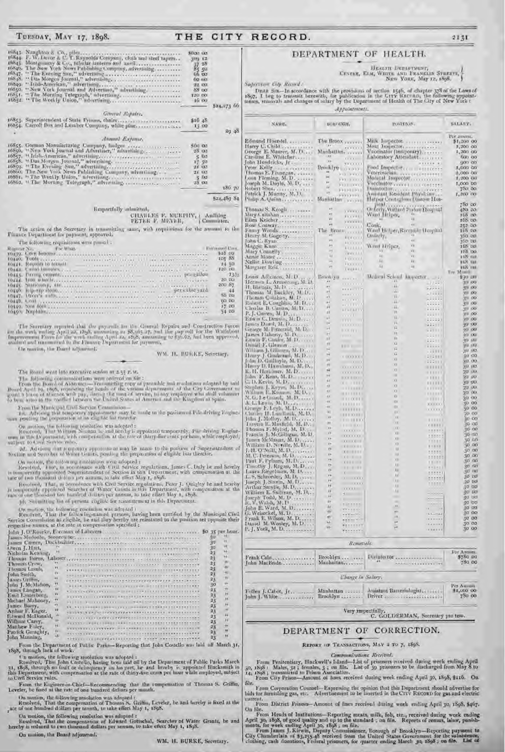| | | | |
|---|---|---|---|
| 16843. | Naughton & Co., piles | $600 00 | |
| 16844. | F. W. Devoe & C. T. Reynolds Company, cloth and steel tapers | 309 12 | |
| 16845. | Montgomery & Co., tubular lanterns and anvil | 37 28 | |
| 16846. | The New York News Publishing Company, advertising | 85 50 | |
| 16847. | "The Evening Sun," advertising | 66 00 | |
| 16848. | "Das Morgen Journal," advertising | 60 00 | |
| 16849. | "Irish-American," advertising | 22 00 | |
| 16850. | "New York Journal and Advertiser," advertising | 88 00 | |
| 16851. | "The Morning Telegraph," advertising | 120 00 | |
| 16852. | "The Weekly Union," advertising | 16 00 | |
| | | | $24,273 66 |

*General Repairs.*

| | | | |
|---|---|---|---|
| 16853. | Superintendent of State Prisons, chairs | $16 48 | |
| 16854. | Carroll Dox and Lumber Company, white pine | 13 00 | |
| | | | 29 48 |

*Annual Expense.*

| | | | |
|---|---|---|---|
| 16855. | Gorman Manufacturing Company, badges | $60 00 | |
| 16856. | "New York Journal and Advertiser," advertising | 28 00 | |
| 16857. | "Irish-American," advertising | 5 00 | |
| 16858. | "Das Morgen Journal," advertising | 17 50 | |
| 16859. | "The Evening Sun," advertising | 21 00 | |
| 16860. | The New York News Publishing Company, advertising | 21 00 | |
| 16861. | "The Weekly Union," advertising | 5 00 | |
| 16862. | "The Morning Telegraph," advertising | 28 00 | |
| | | | 186 70 |
| | | | $24,489 84 |

Respectfully submitted,

CHARLES F. MURPHY, }
PETER F. MEYER, } Auditing Committee.

The action of the Secretary in transmitting same, with requisitions for the amount to the Finance Department for payment, approved.

The following requisitions were passed:

| Register No. | For What. | Estimated Cost. |
|---|---|---|
| 10439. | Corn brooms | $18 00 |
| 10440. | Tools | 105 88 |
| 10441. | Repairs to transit | 14 50 |
| 10442. | Canal barrows | 120 00 |
| 10443. | Paving cement | per gallon 13½ |
| 10444. | Iron sinnets | 20 00 |
| 10445. | Stationery, etc. | 200 87 |
| 10446. | Rip-rap stone | per cubic yard 44 |
| 10447. | Diver's suits | 66 00 |
| 10448. | Coal | 50 00 |
| 10449. | Saw dust | 17 00 |
| 10450. | Napkins | 34 00 |

The Secretary reported that the payrolls for the General Repairs and Construction Forces for the week ending April 22, 1898, amounting to $8,905.27, and the pay roll for the Wallabout Improvement Force for the week ending April 22, 1898, amounting to $30.62, had been approved, audited and transmitted to the Finance Department for payment.

On motion, the Board adjourned.

WM. H. BURKE, Secretary.

---

The Board went into executive session at 2.55 P. M.

The following communications were ordered on file:

From the Board of Aldermen—Transmitting copy of preamble and resolutions adopted by said Board April 19, 1898, requesting the heads of the various departments of the City Government to grant a leave of absence with pay, during the time of service, to any employee who shall volunteer to bear arms in the conflict between the United States of America and the Kingdom of Spain.

From the Municipal Civil Service Commission—

1st. Advising that temporary appointment may be made to the position of Pile-driving Engineman pending the preparation of an eligible list therefor.

On motion, the following resolution was adopted:

Resolved, That William Noonan be and hereby is appointed temporarily, Pile-driving Engineman in this Department, with compensation at the rate of thirty-five cents per hour, while employed, subject to Civil Service rules.

2d. Advising that temporary appointment may be made to the position of Superintendent of Section and Searcher of Water Grants, pending the preparation of eligible lists therefor.

On motion, the following resolutions were adopted:

Resolved, That, in accordance with Civil Service regulations, James C. Daly be and hereby is temporarily appointed Superintendent of Section in this Department, with compensation at the rate of two thousand dollars per annum, to take effect May 1, 1898.

Resolved, That, in accordance with Civil Service regulations, Peter J. Quigley be and hereby is temporarily appointed Searcher of Water Grants in this Department, with compensation at the rate of one thousand five hundred dollars per annum, to take effect May 1, 1898.

3d. Submitting list of persons eligible for reinstatement in this Department.

On motion, the following resolution was adopted:

Resolved, That the following-named persons, having been certified by the Municipal Civil Service Commission as eligible, be and they hereby are reinstated to the position set opposite their respective names, at the rate of compensation specified:

| | |
|---|---|
| John J. O'Rourke, Foreman of Laborers | $0 35 per hour. |
| James Madonte, Stonecutter | 50 " |
| James Carren, Dockbuilder | 30 " |
| Owen J. Hart, " | 30 " |
| Nicholas Keating, " | 23 " |
| Thomas Burns, Laborer | 23 " |
| Thomas Crow, " | 23 " |
| Thomas Lamb, " | 23 " |
| John Smith, " | 23 " |
| James Griffin, " | 23 " |
| John J. McMahon, " | 30 " |
| James Langan, " | 23 " |
| Emil Lautenberg, " | 23 " |
| Michael Mahoney, " | 23 " |
| James Barry, " | 23 " |
| Arthur F. Eager, " | 23 " |
| Edward McDonald, " | 23 " |
| William Carey, " | 23 " |
| Matthew Foley, " | 23 " |
| Patrick Geraghty, " | 23 " |
| John Manning, " | 23 " |

From the Department of Public Parks—Reporting that John Costello was laid off March 31, 1898, through lack of work.

On motion, the following resolution was adopted:

Resolved, That John Costello, having been laid off by the Department of Public Parks March 31, 1898, through no fault or delinquency on his part, be and hereby is appointed Blacksmith in this Department, with compensation at the rate of thirty-five cents per hour while employed, subject to Civil Service rules.

From the Engineer-in-Chief—Recommending that the compensation of Thomas S. Griffin, Leveler, be fixed at the rate of one hundred dollars per month.

On motion, the following resolution was adopted:

Resolved, That the compensation of Thomas S. Griffin, Leveler, be and hereby is fixed at the rate of one hundred dollars per month, to take effect May 1, 1898.

On motion, the following resolution was adopted:

Resolved, That the compensation of Edward Gottschal, Searcher of Water Grants, be and hereby is reduced to two thousand dollars per annum, to take effect May 1, 1898.

On motion, the Board adjourned.

WM. H. BURKE, Secretary.

# DEPARTMENT OF HEALTH.

HEALTH DEPARTMENT,
CENTRE, ELM, WHITE AND FRANKLIN STREETS,
NEW YORK, May 12, 1898.

*Supervisor City Record:*

DEAR SIR—In accordance with the provisions of section 1546, of chapter 378 of the Laws of 1897, I beg to transmit herewith, for publication in the CITY RECORD, the following appointments, removals and changes of salary by the Department of Health of The City of New York:

*Appointments.*

| NAME. | BOROUGH. | POSITION. | SALARY. |
|---|---|---|---|
| | | | Per annum. |
| Edmund Huerstel | The Bronx | Milk Inspector | $1,200 00 |
| Harry U. Child | " | Meat Inspector | 1,200 00 |
| George E. Maurer, M. D. | Manhattan | Vaccinator (temporary) | 1,200 00 |
| Caroline E. Whitcher | " | Laboratory Attendant | 600 00 |
| John Hendricks, Jr. | " | " " | 900 00 |
| Peter Kelly | Brooklyn | Food Inspector | 1,200 00 |
| Thomas F. Finnegan | " | Veterinarian | 1,000 00 |
| Leon Fleming, M. D. | " | Medical Inspector | 1,200 00 |
| Joseph M. Doyle, M. D. | " | Vaccinator | 1,000 00 |
| Robert Shea | " | Disinfector | 780 00 |
| Patrick J. Murray, M. D. | " | Assistant Resident Physician | 1,200 00 |
| Philip A. Quinn | Manhattan | Helper Contagious Disease Hospital | 780 00 |
| Thomas S. Keogh | " | Orderly, Willard Parker Hospital | 480 00 |
| Mary Callahan | " | Ward Helper, " | 168 00 |
| Ellen Kelcher | " | " " | 168 00 |
| Rose Conway | " | Cook, " | 252 00 |
| Fanny Woods | The Bronx | Ward Helper, Riverside Hospital | 168 00 |
| Henry M. Gogerty | " | Orderly, " | 360 00 |
| John C. Ryan | " | " " | 360 00 |
| Maggie Kane | " | Ward Helper, " | 168 00 |
| Mary Connelly | " | " " | 168 00 |
| Annie Moore | " | " " | 168 00 |
| Nellie Dowling | " | " " | 168 00 |
| Margaret Reil | " | " " | 168 00 |
| | | | Per Month. |
| Louis Adleman, M. D. | Brooklyn | Medical School Inspector | $30 00 |
| Herman L. Armstrong, M. D. | " | " | 30 00 |
| H. Blatteis, M. D. | " | " | 30 00 |
| Thomas M. Buckley, M. D. | " | " | 30 00 |
| Thomas Colahan, M. D. | " | " | 30 00 |
| Robert E. Coughlin, M. D. | " | " | 30 00 |
| Charles B. Curran, M. D. | " | " | 30 00 |
| P. J. Curren, M. D. | " | " | 30 00 |
| Edwin C. Dennis, M. D. | " | " | 30 00 |
| James Dowd, M. D. | " | " | 30 00 |
| George M. Fitzgerald, M. D. | " | " | 30 00 |
| James Flaherty, M. D. | " | " | 30 00 |
| Erwin F. Gissler, M. D. | " | " | 30 00 |
| Daniel F. Gleason | " | " | 30 00 |
| William J. Gilmore, M. D. | " | " | 30 00 |
| Henry J. Goukeaud, M. D. | " | " | 30 00 |
| John D. Guilfoyle, M. D. | " | " | 30 00 |
| Henry D. Hawxhurst, M. D. | " | " | 30 00 |
| E. H. Herkimer, M. D. | " | " | 30 00 |
| John F. Kent, M. D. | " | " | 30 00 |
| C. D. Kevin, M. D. | " | " | 30 00 |
| Stephen J. Keyes, M. D. | " | " | 30 00 |
| William E. Kinsman, M. D. | " | " | 30 00 |
| N. G. Le Grand, M. D. | " | " | 30 00 |
| A. L. Lewis, M. D. | " | " | 30 00 |
| George F. Leyh, M. D. | " | " | 30 00 |
| Charles H. Lundbeck, M. D. | " | " | 30 00 |
| John J. Molloy, M. D. | " | " | 30 00 |
| Travers R. Maxfield, M. D. | " | " | 30 00 |
| Thomas F. Mylod, M. D. | " | " | 30 00 |
| Francis J. McGilligan, M. D. | " | " | 30 00 |
| James McManus, M. D. | " | " | 30 00 |
| William D. Neville, M. D. | " | " | 30 00 |
| J. H. O'Neill, M. D. | " | " | 30 00 |
| M. C. Peterson, M. D. | " | " | 30 00 |
| Paul F. Pyburn, M. D. | " | " | 30 00 |
| Timothy J. Regan, M. D. | " | " | 30 00 |
| Laura Riegelman, M. D. | " | " | 30 00 |
| L. S. Schroeder, M. D. | " | " | 30 00 |
| Joseph J. Slavin, M. D. | " | " | 30 00 |
| Arthur Smyllie, M. D. | " | " | 30 00 |
| William E. Sullivan, M. D. | " | " | 30 00 |
| Joseph Todd, M. D. | " | " | 30 00 |
| E. V. Walsh, M. D. | " | " | 30 00 |
| John E. Ward, M. D. | " | " | 30 00 |
| G. Welseckel, M. D. | " | " | 30 00 |
| Frank E. Wilson, M. D. | " | " | 30 00 |
| Daniel M. Wooley, M. D. | " | " | 30 00 |
| P. J. York, M. D. | " | " | 30 00 |

*Removals.*

| | | | Per Annum. |
|---|---|---|---|
| Frank Cain | Brooklyn | Disinfector | $780 00 |
| John MacBride | Manhattan | " | 780 00 |

*Change in Salary.*

| | | | Per Annum. |
|---|---|---|---|
| Fellen J. Cabot, Jr. | Manhattan | Assistant Bacteriologist | $1,000 00 |
| John J. White | Brooklyn | Driver | 780 00 |

Very respectfully,

C. GOLDERMAN, Secretary pro tem.

# DEPARTMENT OF CORRECTION.

REPORT OF TRANSACTIONS, MAY 2 TO 7, 1898.

*Communications Received.*

From Penitentiary, Blackwell's Island—List of prisoners received during week ending April 30, 1898; Males, 32; females, 5; on file. List of 39 prisoners to be discharged from May 8 to 14, 1898; transmitted to Prison Association.

From City Prison—Amount of fines received during week ending April 30, 1898, $116. On file.

From Corporation Counsel—Expressing the opinion that this Department should advertise for bids for furnishing gas, etc. Advertisement to be inserted in the CITY RECORD for gas and electric current.

From District Prisons—Amount of fines received during week ending April 30, 1898, $467. On file.

From Heads of Institutions—Reporting meats, milk, fish, etc., received during week ending April 30, 1898, of good quality and up to the standard; on file. Reports of census, labor, punishments, for week ending April 30, 1898; on file.

From James J. Kirwin, Deputy Commissioner, Borough of Brooklyn—Reporting payment to City Chamberlain of $3,255.48 received from the United States Government for the subsistence, clothing, cash donations, Federal prisoners, for quarter ending March 30, 1898; on file. List of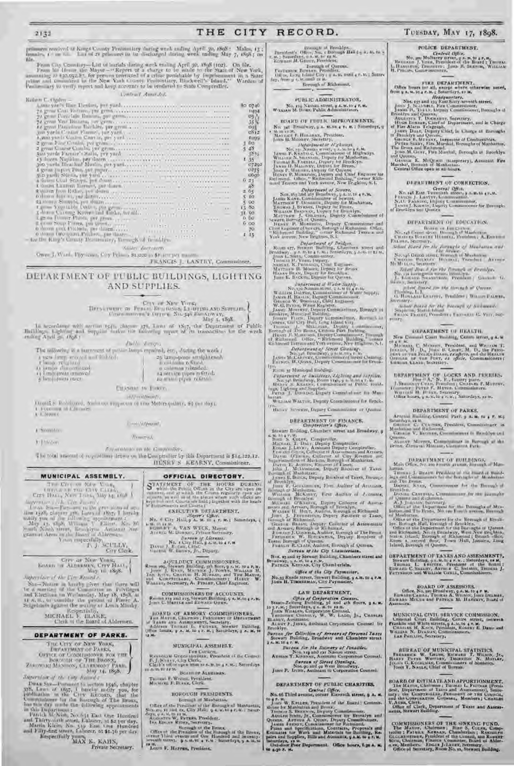prisoners received at Kings County Penitentiary during week ending April 30, 1898: Males, 13; females, 1 — on file. List of 21 prisoners to be discharged during week ending May 7, 1898; on file.

From City Cemetery—List of burials during week ending April 30, 1898 (102). On file.

From Mr. Ladd, from the Mayor—"Report of a charge to be made to the State of New York, amounting to $20,052.87, for persons convicted of a crime punishable by imprisonment in a State prison and committed to the New York County Penitentiary, Blackwell's Island." Warden of Penitentiary to verify report and keep accounts to be rendered to State Comptroller.

*Central Awards, &c.*

Robert C. Ogden—

| | |
|---|---|
| 4,000 yards Blue Denim, per yard | $0 0746 |
| 72 gross Coat Buttons, per gross | 1494 |
| 72 gross Porcelain Buttons, per gross | 05 |
| 72 gross Vest Buttons, per gross | 35 |
| 14 gross Pantaloons Buckles, per gross | 05 |
| 300 yards Cotton Flannel, per yard | 0812 |
| 1,000 yards Cotton Canvas, per yard | 1099 |
| 2 gross Fine Combs, per gross | 3 00 |
| 2 gross Coarse Combs, per gross | 5 48 |
| 500 yards Farmer's Satin, per yard | 35½ |
| 15 dozen Napkins, per dozen | 1 35 |
| 500 yards Bleached Muslin, per yard | 07292 |
| 1 gross paper Pins, per paper | 0275 |
| 500 yards Silesia, per yard | 0690 |
| 4 dozen Coal Scoops, per dozen | 6 23 |
| 1 dozen Lantern Burners, per dozen | 48 |
| 6 dozen Iron Rakes, per dozen | 2 05 |
| 6 dozen Brooms, per dozen | 5 10 |
| 24 dozen Shovels, per dozen | 5 00 |
| 1 gross Vegetable Dishes, per gross | 13 80 |
| 3 dozen Carving Knives and Forks, per dozen | 31 50 |
| 2 gross Dinner Plates, per gross | 6 60 |
| 2 gross Soup Plates, per gross | 6 00 |
| 6 dozen Quart Pitchers, per dozen | 70 |
| 1 dozen Wash-basin Pitchers, per dozen | 1 15 |

—for the King's County Penitentiary, Borough of Brooklyn.

*Salary Increases.*

Owen J. Ward, Physician, City Prison, $1,020 to $1,200 per annum.

FRANCIS J. LANTRY, Commissioner.

# DEPARTMENT OF PUBLIC BUILDINGS, LIGHTING AND SUPPLIES.

CITY OF NEW YORK,
DEPARTMENT OF PUBLIC BUILDINGS, LIGHTING AND SUPPLIES,
COMMISSIONER'S OFFICE, No. 346 BROADWAY,
May 5, 1898.

In accordance with section 1546, chapter 378, Laws of 1897, the Department of Public Buildings, Lighting and Supplies makes the following report of its transactions for the week ending April 30, 1898:

*Public Lamps.*

The following is a statement of public lamps repaired, etc., during the week:

| | |
|---|---|
| 1 new lamp erected and lighted. | 26 lamp-posts straightened. |
| 1 lamp relighted. | 6 columns refitted. |
| 11 lamps discontinued. | 6 columns releaded. |
| 13 lamp-posts removed. | 14 service pipes refitted. |
| 5 lamp-posts reset. | 10 stand-pipes refitted. |

*Changes in Force.*

*Appointments.*

Daniel S. Robillard, Assistant Inspector of Gas Meters (salary, $4 per day).
1 Foreman of Cleaners.
1 Cleaner.

*Reappointment.*

1 Sounder.

*Removal.*

1 Janitor.

*Requisitions on the Comptroller.*

The total amount of requisitions drawn on the Comptroller by this Department is $14,222.12.

HENRY S. KEARNY, Commissioner.

## MUNICIPAL ASSEMBLY.

THE CITY OF NEW YORK,
OFFICE OF THE CITY CLERK,
CITY HALL, NEW YORK, May 14, 1898.

*Supervisor of the City Record:*

DEAR SIR—Pursuant to the provisions of section 1548, chapter 378, Laws of 1897, I hereby notify you of the following appointment:

May 13, 1898, William T. Elliott, No. 86 South Ninth street, Brooklyn, Assistant Sergeant-at-Arms to the Board of Aldermen.

Yours respectfully,
P. J. SCULLY,
City Clerk.

CITY OF NEW YORK,
BOARD OF ALDERMEN, CITY HALL,
May 16, 1898.

*Supervisor of the City Record:*

SIR—Notice is hereby given that there will be a meeting of the Committee on Privileges and Elections on Wednesday, May 18, 1898, at 11 A. M., to consider the protest of Pierre A. Seigelstein against the seating of Louis Minsky.

Respectfully,
MICHAEL F. BLAKE,
Clerk of the Board of Aldermen.

## DEPARTMENT OF PARKS.

THE CITY OF NEW YORK,
DEPARTMENT OF PARKS,
OFFICE OF COMMISSIONER FOR THE BOROUGH OF THE BRONX,
ZBOROWSKI MANSION, CLAREMONT PARK,
May 14, 1898.

*Supervisor of the City Record:*

DEAR SIR—Pursuant to section 1546, chapter 378, Laws of 1897, I hereby notify you, for publication in the CITY RECORD, that the Commissioner for the Borough of The Bronx, has this day made the following appointments in this Department:

Patrick McNish, No. 631 East One Hundred and Thirty-sixth street, Laborer, at $2 per day.
Martin Klein, No. 519 East One Hundred and Fifty-first street, Laborer, at $1.50 per day.

Respectfully yours,
MAX E. KAHN,
Private Secretary.

## OFFICIAL DIRECTORY.

STATEMENT OF THE HOURS DURING which the Public Offices in the City are open for business, and at which the Courts regularly open and adjourn, as well as of the places where such offices are kept and such Courts are held; together with the heads of Departments and Courts:

### EXECUTIVE DEPARTMENT.

*Mayor's Office.*

No. 6 City Hall, 9 A. M. to 4 P. M.; Saturdays, 9 A. M. to 12 M.

ROBERT A. VAN WYCK, Mayor.
ALFRED M. DOWNES, Private Secretary.

*Bureau of Licenses.*

No. 1 City Hall, 9 A. M. to 4 P. M.
DAVID J. ROCHE, Chief.
GEORGE W. BROWN, JR., Deputy.

### AQUEDUCT COMMISSIONERS.

Room 209, Stewart Building, 5th floor, 9 A. M. to 4 P. M.
JOHN J. RYAN, MAURICE J. POWER, WILLIAM H. TEN EYCK, CHARLES H. MURRAY, and THE MAYOR, and COMPTROLLER, Commissioners; HARRY W. WALKER, Secretary; A. FTELEY, Chief Engineer.

### COMMISSIONERS OF ACCOUNTS.

Rooms 114 and 115, Stewart Building, 9 A. M. to 4 P. M.
JOHN C. HERTLE and EDWARD OWEN.

### BOARD OF ARMORY COMMISSIONERS.

THE MAYOR, Chairman; PRESIDENT OF DEPARTMENT OF TAXES AND ASSESSMENTS, Secretary.
Address THOMAS L. FEITNER, Stewart Building.
Office hours, 9 A. M. to 4 P. M.; Saturdays, 9 A. M. to 12 M.

### MUNICIPAL ASSEMBLY.

*The Council.*

RANDOLPH GUGGENHEIMER, President of the Council.
P. J. SCULLY, City Clerk.
Clerk's office open from 10 A. M. to 4 P. M.; Saturdays 10 A. M. to 12 M.

*Board of Aldermen.*

THOMAS F. WOODS, President.
MICHAEL F. BLAKE, Clerk.

### BOROUGH PRESIDENTS.

*Borough of Manhattan.*

Office of the President of the Borough of Manhattan, Nos. 10, 11 and 12, City Hall; 9 A. M. to 4 P. M.; Saturdays, 9 A. M. to 12 M.

AUGUSTUS W. PETERS, President.
IRA EDGAR RIDER, Secretary.

*Borough of the Bronx.*

Office of the President of the Borough of the Bronx, corner Third avenue and One Hundred and Seventy-seventh street; 9 A. M. to 4 P. M.; Saturdays, 9 A. M. to 12 M.

LOUIS F. HAFFEN, President.

*Borough of Brooklyn.*

President's Office, No. 1 Borough Hall; 9 A. M. to 5 P. M.; Saturdays, 9 A. M. to 12 M.
EDWARD M. GROUT, President.

*Borough of Queens.*

FREDERICK BOWLEY, President.
Office, Long Island City; 9 A. M. until 4 P. M.; Saturdays, from 9 A. M. until 12 M.

*Borough of Richmond.*

### PUBLIC ADMINISTRATOR.

No. 119 Nassau street, 9 A. M. to 4 P. M.
WILLIAM M. HOES, Public Administrator.

### BOARD OF PUBLIC IMPROVEMENTS.

No. 346 Broadway, 9 A. M. to 4 P. M.; Saturdays, 9 A. M. to 12 M.
MAURICE F. HOLAHAN, President.
JOHN H. MOONEY, Secretary.

*Department of Highways.*

No. 150 Nassau street, 9 A. M. to 4 P. M.
JAMES P. KEATING, Commissioner of Highways.
WILLIAM N. SHANNON, Deputy for Manhattan.
THOMAS R. FARRELL, Deputy for Brooklyn.
JAMES H. MALONEY, Deputy for Bronx.
JOHN P. MADDEN, Deputy for Queens.
HENRY P. MORRISON, Deputy and Chief Engineer for Richmond. Office, "Richmond Building," corner Richmond Terrace and York avenue, New Brighton, S. I.

*Department of Sewers.*

Nos. 283 and 285 Broadway, 9 A. M. to 4 P. M.
JAMES KANE, Commissioner of Sewers.
MATTHEW F. DONOHUE, Deputy for Manhattan.
THOMAS J. BYRNES, Deputy for Bronx.
WILLIAM BRENNAN, Deputy for Brooklyn.
MATTHEW J. GOLDNER, Deputy Commissioner of Sewers, Borough of Queens.
HENRY P. MORRISON, Deputy Commissioner and Chief Engineer of Sewers, Borough of Richmond. Office, "Richmond Building," corner Richmond Terrace and York avenue, New Brighton, S. I.

*Department of Bridges.*

Room 1777, Stewart Building, Chambers street and Broadway, 9 A. M. to 4 P. M.; Saturdays, 9 A. M. to 12 M.
JOHN L. SHEA, Commissioner.
THOMAS H. YOUNG, Deputy.
SAMUEL R. PROBASCO, Chief Engineer.
MATTHEW H. MOORE, Deputy for Bronx.
HARRY BEAM, Deputy for Brooklyn.
JOHN E. BUCKIN, Deputy for Queens.

*Department of Water Supply.*

No. 150 Nassau street, 9 A. M. to 4 P. M.
WILLIAM DALTON, Commissioner of Water Supply.
JAMES H. HASLIN, Deputy Commissioner.
GEORGE W. BIRDSALL, Chief Engineer.
W. G. BYRNE, Water Register.
JAMES MOFFETT, Deputy Commissioner, Borough of Brooklyn, Municipal Building.
JOSEPH FLYNN, Deputy Commissioner, Borough of Queens, Old City Hall, Long Island City.
THOMAS MULLIGAN, Deputy Commissioner, Borough of The Bronx, Crotona Park Building.
HENRY P. MORRISON, Deputy Commissioner, Borough of Richmond. Office, "Richmond Building," corner Richmond Terrace and York avenue, New Brighton, S. I.

*Department of Street Cleaning.*

No. 346 Broadway, 9 A. M. to 4 P. M.
JAMES McCARTNEY, Commissioner of Street Cleaning.
PATRICK H. QUINN, Deputy Commissioner for Brooklyn.
Room 37 Municipal Building.

*Department of Buildings, Lighting and Supplies.*

No. 346 Broadway, Room 1149, 9 A. M. to 4 P. M.
HENRY S. KEARNY, Commissioner of Public Buildings, Lighting and Supplies.
PETER J. DOOLING, Deputy Commissioner for Manhattan.
WILLIAM WALTON, Deputy Commissioner for Brooklyn.
HARVEY SUTPHIN, Deputy Commissioner for Queens.

### DEPARTMENT OF FINANCE.

*Comptroller's Office.*

Stewart Building, Chambers street and Broadway, 9 A. M. to 4 P. M.
BIRD S. COLER, Comptroller.
MICHAEL T. DALY, Deputy Comptroller.
EDGAR J. LEVEY, Assistant Deputy Comptroller.
EDWARD GILON, Collector of Assessments and Arrears.
DAVID O'BRIEN, Collector of City Revenue and Superintendent of Markets, Borough of Manhattan.
DAVID E. AUSTEN, Receiver of Taxes.
JOHN J. McDONOUGH, Deputy Receiver of Taxes Borough of Manhattan.
JAMES B. BOUCK, Deputy Receiver of Taxes, Borough of Brooklyn.
JOHN F. GOULDSBURY, First Auditor of Accounts, Borough of Manhattan.
WILLIAM MCKINNY, First Auditor of Accounts, Borough of Brooklyn.
MICHAEL O'KEEFE, Deputy Collector of Assessments and Arrears, Borough of Brooklyn.
WALTER H. HOLT, Auditor, Borough of Richmond.
JOHN J. FERGUSON, Deputy Receiver of Taxes, Borough of Richmond.
GEORGE BRAND, Deputy Collector of Assessments and Arrears, Borough of Richmond.
EDWARD J. CONNELL, Auditor, Borough of The Bronx.
FREDERICK W. BLECKWENN, Deputy Receiver of Taxes, Borough of Queens.
FRANCIS R. CLAIR, Auditor, Borough of Queens.

*Bureau of the City Chamberlain.*

Nos. 25 and 27 Stewart Building, Chambers street and Broadway, 9 A. M. to 4 P. M.
PATRICK KEENAN, City Chamberlain.

*Office of the City Paymaster.*

No. 33 Reade street, Stewart Building, 9 A. M. to 4 P. M.
JOHN H. TIMMERMAN, City Paymaster.

### LAW DEPARTMENT.

*Office of Corporation Counsel.*

Staats-Zeitung Building, 3d and 4th floors, 9 A. M. to 5 P. M.; Saturdays, 9 A. M. to 12 M.
JOHN WHALEN, Corporation Counsel.
THEODORE CONNOLY, W. W. LADD, JR., CHARLES BLANDY, Assistants.
ALMET F. JENKS, Assistant Corporation Counsel for Brooklyn.

*Bureau for Collection of Arrears of Personal Taxes*

Stewart Building, Broadway and Chambers street 9 A. M. to 4 P. M.

*Bureau for the Recovery of Penalties.*

Nos. 119 and 121 Nassau street.
ADRIAN T. KIERNAN, Assistant Corporation Counsel.

*Bureau of Street Openings.*

Nos. 90 and 92 West Broadway.
JOHN P. DUNN, Assistant to Corporation Counsel.

### DEPARTMENT OF PUBLIC CHARITIES.

*Central Office.*

No. 66 Third avenue, corner Eleventh street, 9 A. M. to 4 P. M.
JOHN W. KELLER, President of the Board; Commissioner for Manhattan and Bronx.
THOMAS S. BRENNAN, Deputy Commissioner.
ADOLPH SIMIS, JR., Commissioner for Brooklyn and Queens, ARTHUR A. QUINN, Deputy Commissioner.
JAMES FEENY, Commissioner for Richmond.
Plans and Specifications, Contracts, Proposals and Estimates for Work and Materials for Building, Repairs and Supplies, Bills and Accounts, 9 A. M. to 4 P. M., Saturdays, 12 M.
Out-door Poor Department. Office hours, 8.30 A. M. to 4.30 P. M.

### POLICE DEPARTMENT.

*Central Office.*

No. 300 Mulberry street, 9 A. M. to 4 P. M.
BERNARD J. YORK, President of the Board; THOMAS L. HAMILTON, Treasurer; JOHN B. SEXTON, WILLIAM H. PHILLIPS, Commissioners.

### FIRE DEPARTMENT.

Office hours for all, except where otherwise noted, from 9 A. M. to 4 P. M.; Saturdays, 12 M.

*Headquarters.*

Nos. 157 and 159 East Sixty-seventh street.
JOHN J. SCANNELL, Fire Commissioner.
JAMES H. TULLY, Deputy Commissioner, Boroughs of Brooklyn and Queens.
AUGUSTUS T. DOCHARTY, Secretary.
HUGH BONNER, Chief of Department, and in Charge of Fire Alarm Telegraph.
JAMES DALE, Deputy Chief, in Charge of Boroughs of Brooklyn and Queens.
GEORGE E. MURRAY, Inspector of Combustibles.
PETER SEERY, Fire Marshal, Boroughs of Manhattan, The Bronx and Richmond.
JOHN M. GRAY, Fire Marshal, Boroughs of Brooklyn and Queens.
GEORGE E. MCQUAID (temporary), Assistant Fire Marshal, Borough of Manhattan.
Central Office open at all hours.

### DEPARTMENT OF CORRECTION.

*Central Office.*

No. 148 East Twentieth street, 9 A. M. to 4 P. M.
FRANCIS J. LANTRY, Commissioner.
N. O. FANNING, Deputy Commissioner.
JAMES J. KIRWIN, Deputy Commissioner for Boroughs of Brooklyn and Queens.

### DEPARTMENT OF EDUCATION.

*Board of Education.*

No. 146 Grand street, Borough of Manhattan.
CHARLES BULKLEY HUBBELL, President; A. EMERSON PALMER, Secretary.

*School Board for the Boroughs of Manhattan and the Bronx.*

No. 146 Grand street, Borough of Manhattan.
CHARLES BULKLEY HUBBELL, President; ARTHUR MCMULLIN, Secretary.

*School Board for the Borough of Brooklyn.*

No. 131 Livingston street, Brooklyn.
J. EDWARD SWANSTROM, President; GEORGE G. BROWN, Secretary.

*School Board for the Borough of Queens.*

Flushing, L. I.
H. HOWLAND LEAVITT, President; WILSON PALMER, Secretary.

*School Board for the Borough of Richmond.*

Stapleton, Staten Island.
FRANK PERLEY, President; FRANKLIN C. VITT, Secretary.

### DEPARTMENT OF HEALTH.

New Criminal Court Building, Centre street, 9 A. M. to 4 P. M.
MICHAEL C. MURPHY, President, and WILLIAM T. JENKINS, M. D., JOHN B. COSBY, M. D., the PRESIDENT OF THE POLICE BOARD, *ex-officio*, and the HEALTH OFFICER OF THE PORT, *ex officio*, Commissioners; EMMONS CLARK, Secretary.

### DEPARTMENT OF DOCKS AND FERRIES.

Pier "A," N. R., Battery place.
J. SERGEANT CRAM, President; CHARLES F. MURPHY, Treasurer; PETER F. MEYER, Commissioners.
WILLIAM H. BURKE, Secretary.
Office hours, 9 A. M. to 4 P. M.; Saturdays, 12 M.

### DEPARTMENT OF PARKS.

Arsenal Building, Central Park, 9 A. M. to 4 P. M.; Saturdays, 12 M.
GEORGE C. CLAUSEN, President, Commissioner in Manhattan and Richmond.
GEORGE V. BROWER, Commissioner in Brooklyn and Queens.
AUGUST MOEBUS, Commissioner in Borough of the Bronx. Zborowski Mansion, Claremont Park.

### DEPARTMENT OF BUILDINGS.

Main Office, No. 220 Fourth avenue, Borough of Manhattan.
THOMAS J. BRADY, President of the Board of Buildings and Commissioner for the Boroughs of Manhattan and The Bronx.
DANIEL RYAN, Commissioner for the Borough of Brooklyn.
DANIEL CAMPBELL, Commissioner for the Boroughs of Queens and Richmond.
A. J. JOHNSON, Secretary.
Office of the Department for the Boroughs of Manhattan and The Bronx, No. 220 Fourth avenue, Borough of Manhattan.
Office of the Department for the Borough of Brooklyn, Borough Hall, Borough of Brooklyn.
Office of the Department for the Boroughs of Queens and Richmond, Nos. 15 Broadway, West New Brighton, Staten Island, Borough of Richmond; Branch office, Room 1, second floor, Town Hall, Jamaica, Long Island, Borough of Queens.

### DEPARTMENT OF TAXES AND ASSESSMENTS.

Stewart Building, 9 A. M. to 4 P. M.; Saturdays, 12 M.
THOMAS L. FEITNER, President of the Board; EDWARD C. SHEEHY, ARTHUR C. SALMON, THOMAS J. PATTERSON and WILLIAM GRELL, Commissioners.

### BOARD OF ASSESSORS.

Office, No. 320 Broadway, 9 A. M. to 4 P. M.
EDWARD CAHILL, THOMAS A. WILSON, JOHN DELMAR, EDWARD MCCUE and PATRICK M. HAVERTY, Board of Assessors.

### MUNICIPAL CIVIL SERVICE COMMISSION.

Criminal Court Building, Centre street, between Franklin and White streets, 9 A. M. to 4 P. M.
CHARLES H. KNOX, President, ROBERT E. DEYO and WILLIAM N. DYKMAN, Commissioners.
LEE PHILLIPS, Secretary.

### BUREAU OF MUNICIPAL STATISTICS.

FREDERICK W. GRUBE, RICHARD T. WILSON, JR., HARRY PAYNE WHITNEY, THORNTON N. MOTLEY, JULIUS G. KUGELMAN, Commissioners of Statistics.
JOHN T. NAGLE, Chief of Bureau.

### BOARD OF ESTIMATE AND APPORTIONMENT.

THE MAYOR, Chairman; THOMAS L. FEITNER (President of Department of Taxes and Assessments), Secretary; the COMPTROLLER, PRESIDENT OF THE COUNCIL and the CORPORATION COUNSEL, Members; CHARLES V. ADEE, Clerk.
Office of Clerk, Department of Taxes and Assessments, Stewart Building.

### COMMISSIONERS OF THE SINKING FUND.

THE MAYOR, Chairman; BIRD S. COLER, Comptroller; PATRICK KEENAN, Chamberlain; RANDOLPH GUGGENHEIMER, President of the Council, and ROBERT MUH, Chairman, Finance Committee, Board of Aldermen, Members. EDGAR J. LEVEY, Secretary.
Office of Secretary, Room No. 11, Stewart Building.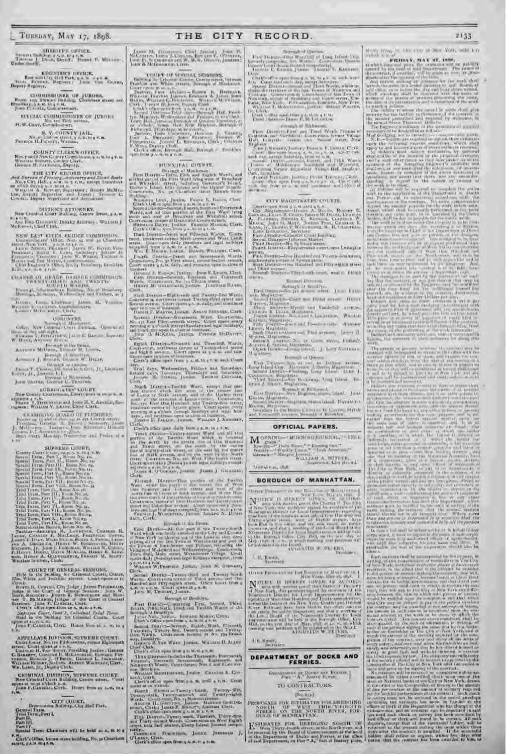## SHERIFF'S OFFICE.

Stewart Building, 9 A.M. to 4 P.M.
Thomas J. Dunn, Sheriff; Henry F. Molloy, Under Sheriff.

## REGISTER'S OFFICE.

East side City Hall Park, 9 A.M. to 4 P.M.
Isaac Fromme, Register; John Von Glahn, Deputy Register.

## COMMISSIONER OF JURORS.

Room 127, Stewart Building, Chambers street and Broadway, 9 A.M. to 4 P.M.
John Purcell, Commissioner.

## SPECIAL COMMISSIONER OF JURORS

No. 111 Fifth avenue.
H. W. Gray, Commissioner.

## N. Y. COUNTY JAIL.

No. 70 Ludlow street, 9 A.M. to 4 P.M.
Patrick H. Pickett, Warden.

## COUNTY CLERK'S OFFICE.

Nos. 7 and 8 New County Court-house, 9 A.M. to 4 P.M.
William Sohmer, County Clerk; George H. Fahrbach, Deputy.

## THE CITY RECORD OFFICE,

*And Bureau of Printing, Stationery and Blank Books*

No. 2 City Hall, 9 A.M. to 5 P.M., except Saturdays on which days 9 A.M. to 12 M.
William A. Butler, Supervisor; Henry McMillen, Deputy Supervisor and Expert; Thomas C. Cowell, Deputy Supervisor and Accountant.

## DISTRICT ATTORNEY.

New Criminal Court Building, Centre Street, 9 A.M. to 4 P.M.
Asa Bird Gardiner, District Attorney; William J. McKenna, Chief Clerk.

## NEW EAST RIVER BRIDGE COMMISSION.

Commissioners' Office, Nos. 49 and 51 Chambers street, 9 A.M. to 4 P.M.
Commissioners: ... President; James W. Boyle, Vice-President; ... Secretary; ... Treasurer; John W. Weber, Thomas S. Moore and The Mayor, Commissioners.
Chief Engineer's Office, No. 84 Broadway, Brooklyn, E.D., 9 A.M. to 5 P.M.

## CHANGE OF GRADE DAMAGE COMMISSION. TWENTY-THIRD AND TWENTY-FOURTH WARDS.

Room 58, Schermerhorn Building, No. 96 Broadway. Meetings, Mondays, Wednesdays and Fridays, at 3 P.M.
Daniel Lord, Chairman; James M. Varnum, ... Commissioners.
Lamont McLoughlin, Clerk.

## CORONERS.

Borough of Manhattan.
Office, New Criminal Court Building. Open at all times of day and night.
Coroners: ... Fitzpatrick, Jacob E. Bausch, Edward W. Hart, Antonio Zucca.

Borough of the Bronx.
Anthony McOwen, Thomas M. Lynch.

Borough of Brooklyn.
Anthony J. Burger, Oscar W. Delap.

Borough of Queens.
Philip T. Cronin, ... Leonard Ruoff, Jr., Jacob L. ...

Borough of Richmond.
John Seaver, George C. Traynor.

## SURROGATES' COURT.

New County Court-house. Court opens at 10.30 A.M.; adjourns 4 P.M.
Frank T. Fitzgerald and John H. V. Arnold, Surrogates; William V. Leary, Chief Clerk.

## EXAMINING BOARD OF PLUMBERS.

Rooms 13 and 14 ... 149 Church street.
President, George W. Birdsall; Secretary, James ...; Treasurer, ...
Meet every Monday, Wednesday and Friday at 2 P.M.

## SUPREME COURT.

County Court-house, 10.30 A.M. to 4 P.M.
Special Term, Part I., Room No. 12.
Special Term, Part II., Room No. 13.
Special Term, Part III., Room No. 15.
Special Term, Part IV., Room No. 17.
Special Term, Part V., Room No. 19.
Special Term, Part VI., Room No. 21.
Special Term, Part VII., Room No. 23.
Special Term, Part VIII., Room No. 24.
Trial Term, Part II., Room No. 26.
Trial Term, Part III., Room No. 28.
Trial Term, Part IV., Room No. 30.
Trial Term, Part V., Room No. 32.
Trial Term, Part VI., Room No. 34.
Trial Term, Part VII., Room No. 36.
Trial Term, Part VIII., Room No. 35.
Trial Term, Part IX., Room No. 22.
Naturalization Bureau, Room No. 26.

*Justices*—Abraham R. Lawrence, Charles H. Truax, Charles F. MacLean, Frederick Smyth, Joseph F. Daly, Miles Beach, Roger A. Pryor, Leonard A. Giegerich, Henry W. Bookstaver, Henry Bischoff, Jr., John F. Freedman, William N. Cohen, P. Henry Dugro, David McAdam, Henry R. Beekman, Henry A. Gildersleeve, Francis M. Scott; William Sherman, Clerk.

## COURT OF GENERAL SESSIONS,

Held in the building for Criminal Courts, Centre, Elm, White and Franklin streets. Court opens at 11 o'clock.
Rufus B. Cowing, City Judge; James Fitzgerald, Judge of the Court of General Sessions; John W. Goff, Recorder; Joseph E. Newburger and Martin T. McMahon, Judges of the Court of General Sessions. John F. Carroll, Clerk.
Clerk's office open from 9 A.M. to 4 P.M.

*Supreme Court, Part I., Criminal Trial Term.*
Held in the building for Criminal Courts. Court opens at 10.30 A.M.
John F. Carroll, Clerk. Hours from 10 A.M. to 4 P.M.

## APPELLATE DIVISION, SUPREME COURT.

Court-house, No. 111 Fifth avenue, corner Eighteenth street. Court opens at 1 P.M.
Charles H. Van Brunt, Presiding Justice; George C. Barrett, Chester B. McLaughlin, Edward Patterson, Morgan J. O'Brien, George L. Ingraham, William Rumsey, Justices. Alfred Wagstaff, Clerk; Wm. Lamb, Jr., Deputy Clerk.

## CRIMINAL DIVISION, SUPREME COURT.

New Criminal Court Building, Centre street. Court opens at 10.30 o'clock A.M.
John F. Carroll, Clerk. Hours from 10 A.M. to 4 P.M.

## CITY COURT.

Brownstone Building, City Hall Park.
General Term.
Trial Term, Part I.
Part II.
Part III.
Part IV.
Special Term Chambers will be held 10 A.M. to 4 P.M.
Clerk's Office, brown-stone building, No. 32 Chambers street, 9 A.M. to 4 P.M.

James M. Fitzsimons, Chief Justice; John H. McCarthy, Lewis J. Conlan, Edward F. O'Dwyer, John P. Schuchman and W. M. K. Olcott, Justices; John B. McGoldrick, Clerk.

## COURT OF SPECIAL SESSIONS.

Building for Criminal Courts, Centre street, between Franklin and White streets, Borough of Manhattan.
Court opens at 10 A.M.

*Justices*, First Division—Elkanah ... Hinsdale, William Travers Jerome, Edward ... Jacob, John Hayes, William C. Holbrook, William M. Fuller. Clerk; Joseph H. Jones, Deputy Clerk.
Clerk's office open from 9 A.M. to 4 P.M.

Second Division—Trial days—Borough Hall, Brooklyn, Mondays, Wednesdays and Fridays, at 10 o'clock; Town Hall, Jamaica, Borough of Queens, Tuesdays, at 10 o'clock; Town Hall, New Brighton, Borough of Richmond, Thursdays, at 10 o'clock.

*Justices*, John Courtney, Howard J. Forker, Jos. L. Delaney, John Fleming, Thomas W. Fitzgerald, Joseph L. Kerrigan, Clerk; Charles F. Wink, Deputy Clerk.
Clerk's office, Borough Hall, Borough of Brooklyn, open from 9 A.M. to 4 P.M.

## MUNICIPAL COURTS.

Borough of Manhattan.

First District—Third, Fifth and Eighth Wards, and all that part of the First Ward lying west of Broadway and Whitehall street, including Governor's Island, Bedloe's Island, Ellis Island and the Oyster Islands. Court-room, No. 32 Chambers street (Brown Stone Building).
Wauhope Lynn, Justice. Frank L. Bacon, Clerk.
Clerk's Office open from 9 A.M. to 4 P.M.

Second District—Second, Fourth, Sixth and Fourteenth Wards, and all that portion of the First Ward lying south and east of Broadway and Whitehall street. Court-room, corner of Grand and Centre streets.
Herman Bolte, Justice. Francis Mangin, Clerk.
Clerk's Office open from 9 A.M. to 4 P.M.

Third District—Ninth and Fifteenth Wards. Court-room, southwest corner Sixth avenue and West Tenth street. Court open daily (Sundays and legal holidays excepted) from 9 A.M. to 4 P.M.
Wm. F. Moore, Justice. Daniel Williams, Clerk.

Fourth District—Tenth and Seventeenth Wards. Court-room, No. 30 First street, corner Second avenue. Court opens 9 A.M. daily, and remains open to close of business.
George F. Roesch, Justice. John E. Lynch, Clerk.

Fifth District—Seventh, Eleventh and Thirteenth Wards. Court-room, No. 154 Clinton street.
Henry M. Goldfogle, Justice. Jeremiah Hayes, Clerk.

Sixth District—Eighteenth and Twenty-first Wards. Court-room, northwest corner Twenty-third street and Second avenue. Court opens 9 A.M. daily, and continues open to close of business.
Daniel F. Martin, Justice. Abram Bernard, Clerk.

Seventh District—Nineteenth Ward. Court-room, No. 151 East Fifty-seventh street. Court opens every morning at 9 o'clock (except Sundays and legal holidays), and continues open to close of business.
John B. McKean, Justice. Patrick McDavitt, Clerk.

Eighth District—Sixteenth and Twentieth Wards. Court-room, northwest corner of Twenty-third street and Eighth avenue. Court opens at 9 A.M. and continues open to close of business.
Clerk's office open from 9 A.M. to 4 P.M. each Court day.
Trial days, Mondays, Wednesdays and Fridays. Return days, Tuesdays, Thursdays and Saturdays.
James A. Seebacher, Justice. Thomas Coughlan, Clerk.

Ninth District—Twelfth Ward, except that portion thereof which lies west of the centre line of Lenox or Sixth avenue, and of the Harlem river north of the terminus of Lenox avenue. Court-room, No. 170 East One Hundred and Twenty-first street, southeast corner of Sylvan place. Court opens every morning at 9 o'clock (except Sundays and legal holidays), and continues open to close of business.
Joseph P. Fallon, Justice. William J. Kennedy, Clerk.
Clerk's office open daily from 9 A.M. to 4 P.M.

Tenth District—Twenty-second Ward and all that portion of the Twelfth Ward which is bounded on the north by the centre line of One Hundred and Tenth street, on the south by the centre line of Eighty-sixth street, on the east by the centre line of Sixth avenue, and on the west by the North river. Court-room, No. 314 West Fifty-fourth street. Court opens daily (Sundays and legal holidays excepted) from 9 A.M. to 4 P.M.
James A. O'Gorman, Justice. James J. Galligan, Clerk.

Eleventh District—That portion of the Twelfth Ward which lies north of the centre line of One Hundred and Tenth street and west of the centre line of Lenox or Sixth avenue, and of the Harlem river north of the terminus of Lenox avenue. Court-room, corner of One Hundred and Twenty-fifth street and Columbus avenue. Court opens daily (Sundays and legal holidays excepted), from 9 A.M. to 4 P.M.
Francis J. Worcester, Justice. Joseph H. Dunbar, Clerk.

Borough of the Bronx.

First District—All that part of the Twenty-fourth Ward which was lately annexed to the City and County of New York by chapter 934 of the Laws of 1895, comprising all of the late Town of Westchester and part of the Towns of Eastchester and Pelham, including the Villages of Wakefield and Williamsbridge. Court-room, Town Hall, Main street, Westchester Village. Court opens daily (Sundays and legal holidays excepted), from 9 A.M. to 4 P.M.
William W. Penfield, Justice. John N. Stewart, Clerk.

Second District—Twenty-third and Twenty-fourth Wards. Court-room, corner of Third avenue and One Hundred and Fifty-eighth street. Office hours from 9 A.M. to 4 P.M. Court opens at 9 A.M.
John M. Tierney, Justice.

Borough of Brooklyn.

First District—Comprising First, Second, Third, Fourth, Fifth, Sixth, Tenth and Twelfth Wards of the Borough of Brooklyn.
Jacob Neu, Justice. Edward Moran, Clerk.
Clerk's office open from 9 A.M. to 4 P.M.

Second District—Seventh, Eighth, Ninth, Eleventh, Twentieth, Twenty-first, Twenty-second and Twenty-third Wards. Court-room located at No. 794 Broadway, Brooklyn.
Gerard B. Van Wart, Justice. William H. Allen, Chief Clerk.
Clerk's office open from 9 A.M. to 4 P.M.

Third District—Includes the Thirteenth, Fourteenth, Fifteenth, Sixteenth, Seventeenth, Eighteenth and Nineteenth Wards. Court-house, Nos. 6 and 8 Lee avenue, Brooklyn.
William Schnitzspahn, Justice. Charles A. Conrady, Clerk.
Clerk's office open from 9 A.M. until 4 P.M. Court opens at 10 o'clock.

Fourth District—Twenty-fourth, Twenty-fifth, Twenty-sixth, Twenty-seventh and Twenty-eighth Wards. Court-room, No. 14 Howard avenue.
Adolph H. Goetting, Justice. Harrison Gosling, Clerk; James P. Sinnott, Assistant Clerk.
Clerk's office open from 9 A.M. to 4 P.M.

Fifth District—Twenty-ninth, Thirtieth, Thirty-first and Thirty-second Wards. Court-room on West Eighth street, near Surf avenue, Coney Island (located temporarily).
Cornelius Furgueson, Justice. Jeremiah J. O'Leary, Clerk.
Clerk's office open from 9 A.M. to 4 P.M.

Borough of Queens.

First District—First Ward (all of Long Island City, formerly composing five Wards). Court-room, Queens County Court-house (located temporarily).
Thomas C. Kadien, Justice. Thomas F. Kennedy, Clerk.
Clerk's office open from 9 A.M. to 4 P.M. each week day. Court held each day, except Saturday.

Second District—Second and Third Wards, which includes the territory of the late Towns of Newtown and Flushing. Court-room in Court-house of late Town of Newtown, corner of Broadway and Court street, Elmhurst, New York. P.O. address, Elmhurst, New York.
William I. Morrissey, Justice. Henry Walter, Jr., Clerk.
Clerk's office open from 9 A.M. to 4 P.M.
Third District—James F. McLaughlin.

Borough of Richmond.

First District—First and Third Wards (Towns of Castleton and Northfield). Court-room, former Village Hall, Lafayette avenue and Second street, New Brighton.
John J. Kenney, Justice; Francis F. Leman, Clerk.
Court office open from 9 A.M. to 4 P.M. Court held each day, except Saturday, from 10 A.M.

Second District—Second, Fourth and Fifth Wards (Towns of Middletown, Southfield and Westfield). Court-room, former Edgewater Village Hall, Stapleton Park, Stapleton.
George Stake, Justice; Peter Tiernan, Clerk.
Court office open from 9 A.M. to 4 P.M. Court held each day from 10 A.M. and continues until close of business.

## CITY MAGISTRATES' COURTS.

Courts open from 9 A.M. until 4 P.M.

City Magistrates—Henry A. Brann, Robert C. Cornell, Leroy B. Crane, Joseph M. Deuel, Charles A. Flammer, Herman C. Kudlich, Clarence W. Meade, John O. Mott, Thomas Pool, Charles E. Simms, Jr., Thomas F. Wentworth, W. H. Olmsted. Edwd. Doherty, Secretary.
First District—Criminal Court Building.
Second District—Jefferson Market.
Third District—No. 69 Essex street.
Fourth District—Fifty-seventh street, near Lexington avenue.
Fifth District—One Hundred and Twenty-first street, southeastern corner of Sylvan place.
Sixth District—One Hundred and Fifty-eighth street and Third avenue.
Seventh District—Fifty-fourth street, west of Eighth avenue.

Second Division.

Borough of Brooklyn.

First District—No. 318 Adams street. Jacob Brenner, Magistrate.
Second District—Court and Butler streets. Henry Bristow, Magistrate.
Third District—Myrtle and Vanderbilt avenues. Charles E. Teale, Magistrate.
Fourth District—Nos. 6 and 8 Lee avenue. William Kramer, Magistrate.
Fifth District—Ewen and Powers streets. Andrew Lemon, Magistrate.
Sixth District—Gates and Reid avenues. Lewis R. Worth, Magistrate.
Seventh District—No. 31 Grant street, Flatbush. Alfred E. Steers, Magistrate.
Eighth District—Coney Island. J. Lott Nostrand, Magistrate.

Borough of Queens.

First District—No. 21 and 23 Jackson avenue, Long Island City. Matthew J. Smith, Magistrate.
Second District—Flushing, Long Island. Luke J. Connorton, Magistrate.
Third District—Far Rockaway, Long Island. Edmund J. Healy, Magistrate.

Borough of Richmond.

First District—New Brighton, Staten Island. John Croak, Magistrate.
Second District—Stapleton, Staten Island. Nathaniel Marsh, Magistrate.
Secretary to the Board, Charles D. Carroll, Myrtle and Vanderbilt avenues, Borough of Brooklyn.

## OFFICIAL PAPERS.

Morning—"Morning Journal," "Telegraph."
Evening—"Daily News," "Evening Sun."
Weekly—"Weekly Union," "Irish American."
German—"Morgen Journal."

WILLIAM A. BUTLER,
Supervisor, City Record.

January 25, 1898.

## BOROUGH OF MANHATTAN.

Office President of the Borough of Manhattan, New York, May 16, 1898.

NOTICE IS HEREBY GIVEN, IN ACCORDANCE with section 434 of the Charter of The City of New York, that petitions signed by residents of the Nineteenth District for Local Improvements for the regulating ... of the block on west side of One Hundred and Thirty-eighth street, west of Eighth avenue, have been filed in this office, and are now ready for public inspection, and that a meeting of the Local Board of the Nineteenth District for Local Improvements will be held in the Borough Office, City Hall, on the 3rd day of May, 1898, at ... A.M., at which meeting said petitions will be submitted to the Board.

AUGUSTUS W. PETERS,
President.

I. E. Kroon,
Secretary.

Office President of the Borough of Manhattan, New York, May 16, 1898.

NOTICE IS HEREBY GIVEN, IN ACCORDANCE with section 434 of the Charter of The City of New York, that petitions signed by residents of the Nineteenth District for Local Improvements for the opening of West One Hundred and Thirty-second street, across the tracks of the New York Central and Hudson River Railroad, have been filed in this office, and are now ready for public inspection, and that a meeting of the Local Board of the Nineteenth District for Local Improvements will be held in the Borough Office, City Hall, on the 3rd day of May, 1898, at ... A.M., at which meeting said petitions will be submitted to the Board.

AUGUSTUS W. PETERS,
President.

I. E. Kroon,
Secretary.

## DEPARTMENT OF DOCKS AND FERRIES.

Department of Docks and Ferries, Pier "A," North River.

TO CONTRACTORS.

(No. 631.)

PROPOSALS FOR ESTIMATES FOR DREDGING NORTH OF WEST THIRTY-FOURTH STREET, ON THE NORTH RIVER, BOROUGH OF MANHATTAN.

ESTIMATES FOR DREDGING NORTH OF West Thirty-fourth street, on the North river, will be received by the Board of Commissioners at the head of the Department of Docks and Ferries, at the office of said Department, on Pier "A," foot of Battery place, North River, in the City of New York, until 12 o'clock M., on

**FRIDAY, MAY 27, 1898,**

at which time and place the estimates will be publicly opened by the head of said Department. The award of the contract, if awarded, will be made as soon as practicable after the opening of the bids.

Any person making an estimate for the work shall furnish the same in a sealed envelope to said Board, at said office, on or before the day and hour above named, which envelope shall be indorsed with the name or names of the person or persons presenting the same, the date of its presentation and a statement of the work to which it relates.

The bidder to whom the award is made shall give security for the faithful performance of the contract in the manner prescribed and required by ordinance, in the sum of Seven Thousand Dollars.

The Engineer's estimate of the quantities of material necessary to be dredged is as follows:

Mud dredging, not to exceed ... cubic yards.

N. B.—Bidders are required to submit their estimates upon the following express conditions, which shall apply to and become a part of every estimate received:

1st. Bidders must satisfy themselves, by personal examination of the location of the proposed dredging, and by such other means as they may prefer, as to the accuracy of the foregoing Engineer's estimate, and shall not at any time after the submission of an estimate dispute or complain of the above statement of quantities, nor assert that there was any misunderstanding in regard to the nature or amount of the work to be done.

2d. Bidders will be required to complete the entire work to the satisfaction of the Department of Docks and Ferries, and in substantial accordance with the specifications of the contract. No extra compensation beyond the amount payable for the work before mentioned, which shall be actually performed at the price therefor, per cubic yard, to be specified by the lowest bidder, shall be due or payable for the entire work.

The work to be done under the contract is to be commenced within five days after the date of the contract, and to be completed ...

The damages to be paid by the contractor for each day that the contract, or any part thereof, may be unfulfilled after the time fixed for the fulfillment thereof has expired, are, by a clause in the contract, determined, liquidated and fixed at ... Dollars per day.

Bidders will state one price, per cubic yard, for the work to be done ...

The person or persons to whom the contract may be awarded will be required to attend at this office with the sureties offered by him or them, and execute the contract within five days from the date of the service of a notice to that effect; and in case of failure or neglect so to do, he or they will be considered as having abandoned it, and as in default to The City of New York, and the contract will be readvertised and relet, and so on until it is accepted and executed.

Bidders are required to state in their estimates their names and places of residence; the names of all persons interested with them therein; and if no other person be so interested, the estimate shall distinctly state the fact; also that the estimate is made without any connection with any other person making an estimate for the same work, and that it is in all respects fair and without collusion or fraud; and also that no member of the Municipal Assembly, head of a department, chief of a bureau, deputy thereof, or clerk therein, or other officer of The City of New York, is, shall be or become interested, directly or indirectly, as contracting party, partner, stockholder, surety or otherwise, in or in the performance of the contract, or in the supplies, work or business to which it relates, or in any portion of the profits thereof. The estimate must be verified by the oath, in writing, of the party or parties making the estimate, that the several matters stated therein are in all respects true. *Where more than one person is interested, it is requisite that the verification be made and subscribed to by all the parties interested.*

In case a bid shall be submitted by or in behalf of any corporation, it must be signed in the name of such corporation by some duly authorized officer or agent thereof, who shall also subscribe his own name and office. If practicable the seal of the corporation should also be affixed.

Each estimate shall be accompanied by the consent, in writing, of two householders or freeholders in The City of New York, *with their respective places of business or residence*, to the effect that if the contract be awarded to the person or persons making the estimate, they will, upon its being so awarded, become bound as his or their sureties for its faithful performance, and that if said person or persons shall omit or refuse to execute the contract, they will pay to the City of New York any difference between the sum to which said person or persons would be entitled upon its completion and that which said City may be obliged to pay to the person to whom the contract may be awarded at any subsequent letting, the amount in each case to be calculated upon the estimated amount of the work to be done by which the bids are tested. The consent above mentioned shall be accompanied by the oath or affirmation, in writing, of each of the persons signing the same that he is a householder or freeholder in The City of New York, and is worth the amount of the security required for the completion of this contract, over and above all his debts of every nature, *and over and above his liabilities as bail, surety and otherwise*; and that he has offered himself as surety in good faith, and with the intention to execute the bond required by law. The adequacy and sufficiency of the security offered will be subject to approval by the Comptroller of The City of New York after the award is made and prior to the signing of the contract.

No estimate will be received or considered unless accompanied by either a certified check upon one of the State or National banks of the City of New York, drawn to the order of the Comptroller, or money to the amount of five per centum of the amount of security required for the faithful performance of the contract. Such check or money must not be inclosed in the sealed envelope containing the estimate, but must be handed to the officer or clerk of the Department who has charge of the estimate-box, and no estimate can be deposited in said box until such check or money has been examined by said officer or clerk and found to be correct. All such deposits, except that of the successful bidder, will be returned to the persons making the same within three days after the contract is awarded. If the successful bidder shall refuse or neglect, within five days after notice that the contract has been awarded to him, to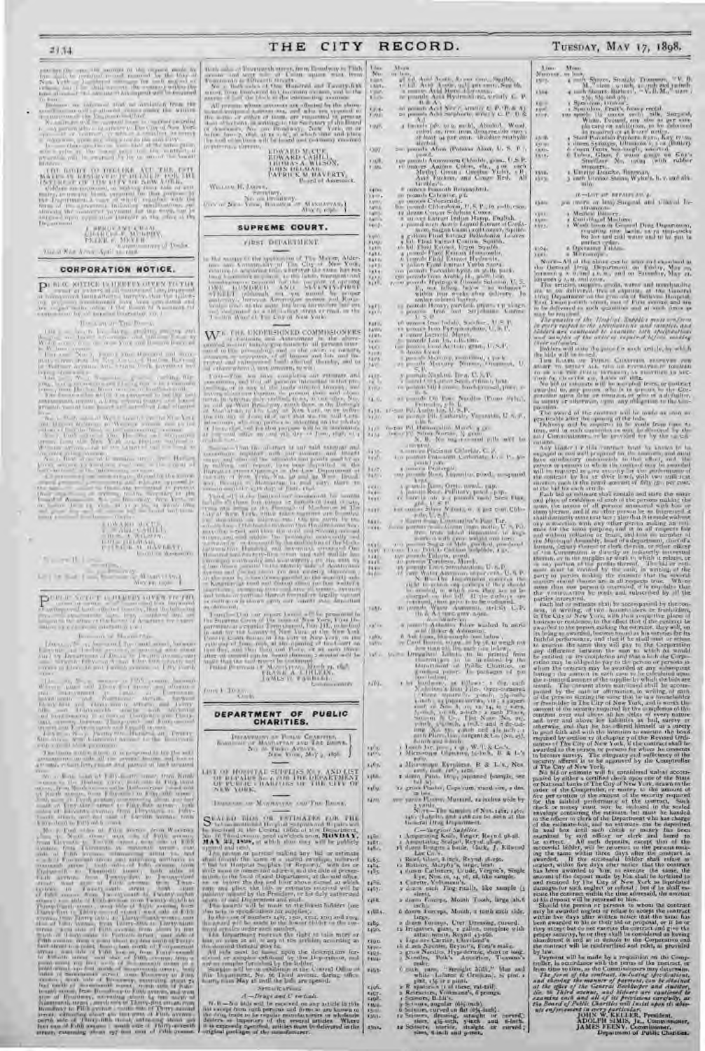THE RIGHT TO DECLINE ALL THE ESTIMATES IS RESERVED IF DEEMED FOR THE INTEREST OF THE CITY OF NEW YORK.

J. SERGEANT CRAM,
CHARLES F. MURPHY,
PETER F. MEYER,
Commissioners of Docks.

Dated New York, April 30, 1898.

## CORPORATION NOTICE.

PUBLIC NOTICE IS HEREBY GIVEN TO THE owner or owners of all houses and lots, improved or unimproved lands affected thereby, that the following proposed assessments have been completed and are lodged in the office of the Board of Assessors for examination by all persons interested, viz.:

BOROUGH OF THE BRONX.

EDWARD McCUE,
EDWARD CAHILL,
THOMAS A. WILSON,
JOHN DELMAR,
PATRICK M. HAVERTY,
Board of Assessors.

WILLIAM H. JASPER,
Secretary,
No. 320 Broadway.

CITY OF NEW YORK, BOROUGH OF MANHATTAN, May 16, 1898.

PUBLIC NOTICE IS HEREBY GIVEN TO THE owner or owners of all houses and lots, improved or unimproved lands affected thereby, that the following proposed assessments have been completed and are lodged in the office of the Board of Assessors for examination by all persons interested, viz.:

BOROUGH OF MANHATTAN.

EDWARD McCUE,
EDWARD CAHILL,
THOMAS A. WILSON,
JOHN DELMAR,
PATRICK M. HAVERTY,
Board of Assessors.

WILLIAM H. JASPER,
Secretary,
No. 320 Broadway.

CITY OF NEW YORK, BOROUGH OF MANHATTAN, May 6, 1898.

## SUPREME COURT.

### FIRST DEPARTMENT.

In the matter of the application of The Mayor, Aldermen and Commonalty of The City of New York, relative to acquiring title, wherever the same has not been heretofore acquired, to the lands, tenements and hereditaments required for the purpose of opening ONE HUNDRED AND SEVENTY-FIRST STREET, in the Twelfth Ward of The City of New York.

WE, THE UNDERSIGNED COMMISSIONERS of Estimate and Assessment in the above-entitled matter, hereby give notice to all persons interested in this proceeding, and to the owner or owners, occupant or occupants, of all houses and lots and improved and unimproved lands affected thereby, and to all others whom it may concern, to wit:

Commissioners.

JOHN P. DUNN,
Clerk.

## DEPARTMENT OF PUBLIC CHARITIES.

DEPARTMENT OF PUBLIC CHARITIES,
BOROUGHS OF MANHATTAN AND THE BRONX,
No. 66 THIRD AVENUE,
NEW YORK, May 5, 1898.

LIST OF HOSPITAL SUPPLIES NO. 7, AND LIST OF REPAIRS NO. 4, FOR THE DEPARTMENT OF PUBLIC CHARITIES OF THE CITY OF NEW YORK.

BOROUGHS OF MANHATTAN AND THE BRONX.

SEALED BIDS OR ESTIMATES FOR THE above-mentioned Hospital Supplies and Repairs will be received at the Central Office of the Department, until 10 o'clock A.M., on MONDAY, MAY 23, 1898, at which time they will be publicly opened and read.

SPECIFICATIONS.

*A—Drugs and Chemicals.*

JOHN W. KELLER, President.
ADOLPH SIMIS, JR., Commissioner.
JAMES FEENY, Commissioner,
Department of Public Charities.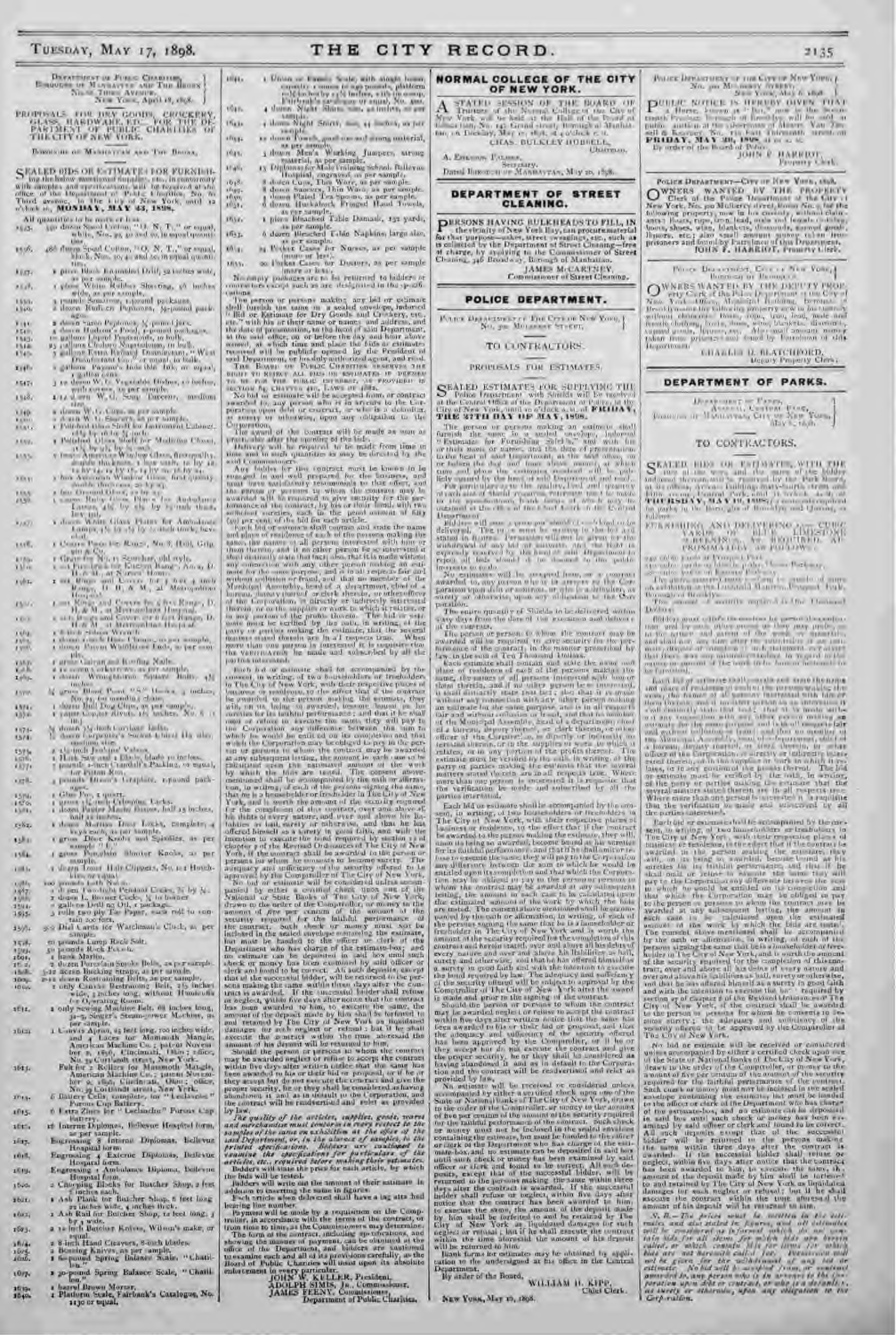DEPARTMENT OF PUBLIC CHARITIES,
BOROUGHS OF MANHATTAN AND THE BRONX,
NO. 66 THIRD AVENUE,
NEW YORK, April 18, 1898.

PROPOSALS FOR DRY GOODS, CROCKERY, GLASS, HARDWARE, ETC., FOR THE DEPARTMENT OF PUBLIC CHARITIES OF THE CITY OF NEW YORK.

BOROUGHS OF MANHATTAN AND THE BRONX.

SEALED BIDS OR ESTIMATES FOR FURNISHING the below mentioned supplies, etc., in conformity with samples and specifications, will be received at the office of the Department of Public Charities, No. 66 Third avenue, in the City of New York, until 10 o'clock A. M., on MONDAY, MAY 23, 1898.

All quantities to be more or less.

No postage packages are to be returned to bidders or contractors except such as are designated in the specifications.

The person or persons making any bid or estimate shall furnish the same in a sealed envelope, indorsed "Bid or Estimate for Dry Goods and Crockery, etc.," with his or their name or names and address, and the date of presentation, to the head of said Department, at the said office, on or before the day and hour above named, at which time and place the bids or estimates received will be publicly opened by the President of said Department, or his duly authorized agent, and read.

THE BOARD OF PUBLIC CHARITIES RESERVES THE RIGHT TO REJECT ALL BIDS OR ESTIMATES IF DEEMED TO BE FOR THE PUBLIC INTEREST, AS PROVIDED IN SECTION 64, CHAPTER 410, LAWS OF 1882.

No bid or estimate will be accepted from, or contract awarded to, any person who is in arrears to the Corporation upon debt or contract, or who is a defaulter, as surety or otherwise, upon any obligation to the Corporation.

The award of the contract will be made as soon as practicable after the opening of the bids.

Delivery will be required to be made from time to time and in such quantities as may be directed by the said Commissioners.

The quality of the articles, supplies, goods, wares and merchandise must conform in every respect to the samples of the same on exhibition at the office of the said Department, or, in the absence of samples, to the printed specifications. Bidders are cautioned to examine the specifications for particulars of the articles, etc., required before making their estimates.

Bidders will state the price for each article, by which the bids will be tested.

Bidders will write out the amount of their estimates in addition to inserting the same in figures.

Each article when delivered shall have a tag attached bearing the number.

Payment will be made by a requisition on the Comptroller, in accordance with the terms of the contract, or from time to time, as the Commissioners may determine.

The form of the contract, including specifications, and showing the manner of payment, can be obtained at the office of the Department, and bidders are cautioned to examine each and all of its provisions carefully, as the Board of Public Charities will insist upon its absolute enforcement in every particular.

JOHN W. KELLER, President,
ADOLPH SIMIS, JR., Commissioner,
JAMES FEENY, Commissioner,
Department of Public Charities.

## NORMAL COLLEGE OF THE CITY OF NEW YORK.

A STATED SESSION OF THE BOARD OF Trustees of the Normal College of the City of New York will be held at the Hall of the Board of Education, No. 146 Grand street, Borough of Manhattan, on Tuesday, May 17, 1898, at 4 o'clock P. M.

CHAS. BULKLEY HUBBELL,
Chairman.

A. EMERSON PALMER,
Secretary.

Dated BOROUGH OF MANHATTAN, May 10, 1898.

## DEPARTMENT OF STREET CLEANING.

PERSONS HAVING BULKHEADS TO FILL IN the vicinity of New York Bay, can procure material for that purpose—ashes, street sweepings, etc., such as is collected by the Department of Street Cleaning—free of charge, by applying to the Commissioner of Street Cleaning, 346 Broadway, Borough of Manhattan.

JAMES McCARTNEY,
Commissioner of Street Cleaning.

## POLICE DEPARTMENT.

POLICE DEPARTMENT OF THE CITY OF NEW YORK,
NO. 300 MULBERRY STREET.

TO CONTRACTORS.

PROPOSALS FOR ESTIMATES.

SEALED ESTIMATES FOR SUPPLYING THE Police Department with Shields will be received at the Central Office of the Department of Police, in the City of New York, until 10 o'clock A. M., on FRIDAY, THE 27TH DAY OF MAY, 1898.

The person or persons making an estimate shall furnish the same in a sealed envelope, indorsed "Estimate for Furnishing Shields," and with his or their name or names, and the date of presentation, to the head of said Department, at the said office, on or before the day and hour above named, at which time and place the estimates received will be publicly opened by the head of said Department and read.

The entire quantity of Shields to be delivered within sixty days from the date of the execution and delivery of the contract.

The person or persons to whom the contract may be awarded will be required to give security for the performance of the contract in the manner prescribed by law, in the sum of Two Thousand Dollars.

No estimate will be received or considered unless accompanied by either a certified check upon one of the State or National banks of the City of New York, drawn to the order of the Comptroller, or money to the amount of five per centum of the amount of the security required for the faithful performance of the contract.

Blank forms for estimates may be obtained by application to the undersigned at his office in the Central Department.

By order of the Board,

WILLIAM H. KIPP,
Chief Clerk.

NEW YORK, May 10, 1898.

POLICE DEPARTMENT—CITY OF NEW YORK,
NO. 300 MULBERRY STREET,
New York, May 6, 1898.

PUBLIC NOTICE IS HEREBY GIVEN THAT a Horse, Buggy and Harness, now in the Boroughs Property Room of Brooklyn, will be sold at public auction at the Department of Mounted Police, on FRIDAY, MAY 20, 1898, at 10 A. M.

By order of the Board of Police.

JOHN F. HARRIOT,
Property Clerk.

POLICE DEPARTMENT—CITY OF NEW YORK, 1898.

OWNERS WANTED BY THE PROPERTY Clerk of the Police Department of the City of New York, No. 300 Mulberry street, Room No. 9, for the following property, now in his custody, without claimants: Boats, rope, iron, lead, male and female clothing, boots, shoes, wine, blankets, diamonds, canned goods, liquors, etc.; also small amount money taken from prisoners and found by Patrolmen of this Department.

JOHN F. HARRIOT, Property Clerk.

POLICE DEPARTMENT, CITY OF NEW YORK,
BOROUGH OF BROOKLYN.

OWNERS WANTED BY THE DEPUTY PROPERTY Clerk of the Police Department of the City of New York—Office, Municipal Building, Borough of Brooklyn—for the following property, now in his custody, without claimants: Boats, rope, iron, lead, male and female clothing, boots, shoes, wine, blankets, diamonds, canned goods, liquors, etc.; also small amount money taken from prisoners and found by Patrolmen of this Department.

CHARLES D. BLATCHFORD,
Deputy Property Clerk.

## DEPARTMENT OF PARKS.

DEPARTMENT OF PARKS,
ARSENAL, CENTRAL PARK,
BOROUGH OF MANHATTAN, CITY OF NEW YORK,
May 5, 1898.

TO CONTRACTORS.

SEALED BIDS OR ESTIMATES, WITH THE title of the work and the name of the bidder indorsed thereon, will be received by the Park Board, at its offices, Arsenal Building, Sixty-fourth street and Fifth avenue, Borough of Manhattan, until 10 o'clock A. M., on THURSDAY, MAY 19, 1898, for the following:

FURNISHING AND DELIVERING 4,000 CUBIC YARDS OF BROKEN LIMESTONE OR TRAP ROCK, AS MAY BE REQUIRED, AT PROMINENT POINTS AS FOLLOWS:

The amount of security required is One Thousand Dollars.

N. B.—The prices must be written in the estimates and also stated in figures, and all estimates will be considered as informal which do not contain bids for all items for which bids are herein called, or which contain bids for items for which bids are not herein called for. Permission will not be given for the withdrawal of any bid or estimate. No bid will be accepted from, or contract awarded to, any person who is in arrears to the Corporation upon debt or contract, or who is a defaulter, as surety or otherwise, upon any obligation to the Corporation.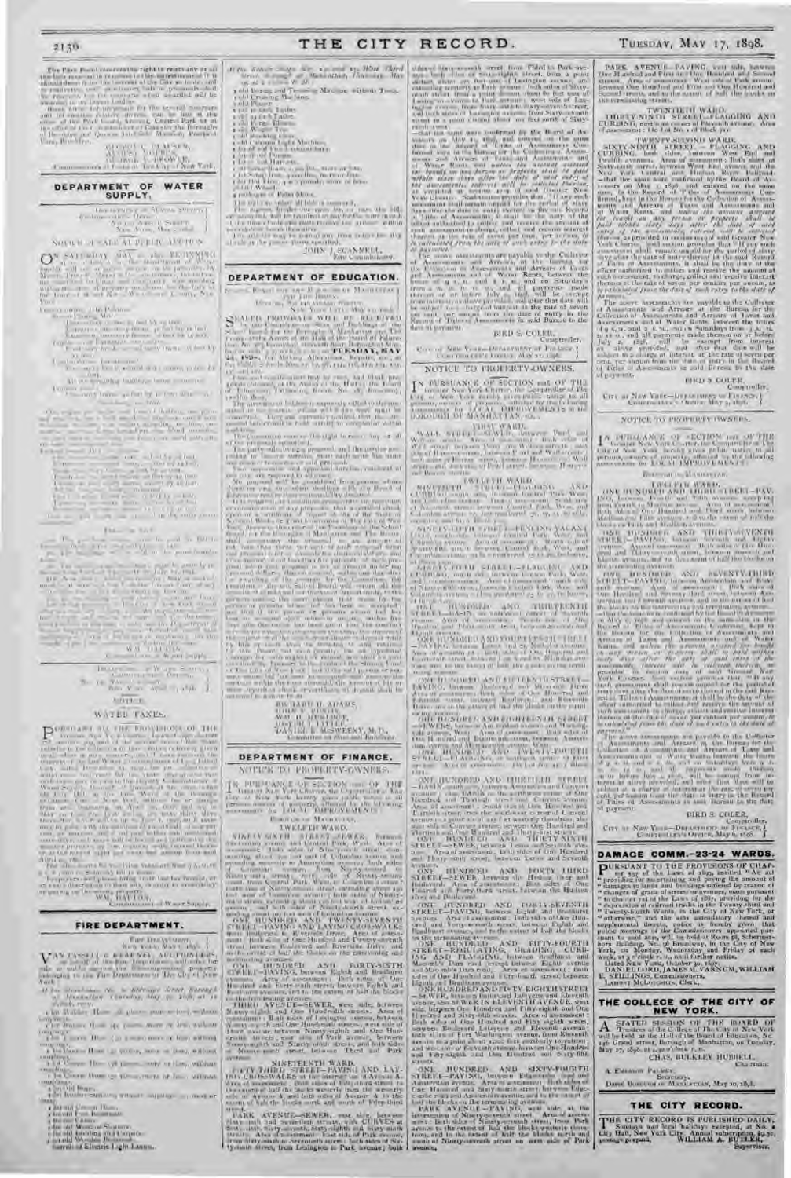## DEPARTMENT OF WATER SUPPLY.

### NOTICE OF SALE AT PUBLIC AUCTION.

WM. DALTON,
Commissioner of Water Supply.

### NOTICE.

### WATER TAXES.

WM. DALTON,
Commissioner of Water Supply.

## FIRE DEPARTMENT.

JOHN J. SCANNELL,
Fire Commissioner.

## DEPARTMENT OF EDUCATION.

RICHARD H. ADAMS,
WM. H. HURLBUT,
JOSEPH J. LITTLE,
DANIEL E. SWEENEY, M.D.,
Committee on Sites and Buildings.

## DEPARTMENT OF FINANCE.

### NOTICE TO PROPERTY-OWNERS.

BOROUGH OF MANHATTAN.

TWELFTH WARD.

NINETEENTH WARD.

BIRD S. COLER,
Comptroller.

### NOTICE TO PROPERTY-OWNERS.

FIRST WARD.

TWELFTH WARD.

BIRD S. COLER,
Comptroller.

### NOTICE TO PROPERTY-OWNERS.

BOROUGH OF MANHATTAN.

TWELFTH WARD.

TWENTIETH WARD.

TWENTY-SECOND WARD.

BIRD S. COLER,
Comptroller.

## DAMAGE COMM.-23-24 WARDS.

PURSUANT TO THE PROVISIONS OF CHAPTER 537 of the Laws of 1893, entitled "An act providing for ascertaining and paying the amount of damages to lands and buildings suffered by reason of changes of grade of streets or avenues, made pursuant to chapter 721 of the Laws of 1887, providing for the depression of railroad tracks in the Twenty-third and Twenty-fourth Wards, in the City of New York, or otherwise," and the acts amendatory thereof and supplemental thereto, notice is hereby given that public meetings of the Commissioners appointed pursuant to said acts, will be held at Room 58, Schermerhorn Building, No. 96 Broadway, in the City of New York, on Monday, Wednesday and Friday of each week, at 2 o'clock P.M., until further notice.

Dated New York, October 19, 1897.

DANIEL LORD, JAMES M. VARNUM, WILLIAM E. STILLINGS,
Commissioners.

LAMONT MCLOUGHLIN, Clerk.

## THE COLLEGE OF THE CITY OF NEW YORK.

A STATED SESSION OF THE BOARD OF Trustees of the College of The City of New York will be held at the Hall of the Board of Education, No. 146 Grand street, Borough of Manhattan, on Tuesday, May 17, 1898, at 4.30 o'clock P.M.

CHAS. BULKLEY HUBBELL,
Chairman.

A. EMERSON PALMER,
Secretary.

Dated Borough of Manhattan, May 10, 1898.

## THE CITY RECORD.

THE CITY RECORD IS PUBLISHED DAILY, Sundays and legal holidays excepted, at No. 2 City Hall, New York City. Annual subscription, $9.30, postage prepaid.

WILLIAM A. BUTLER,
Supervisor.